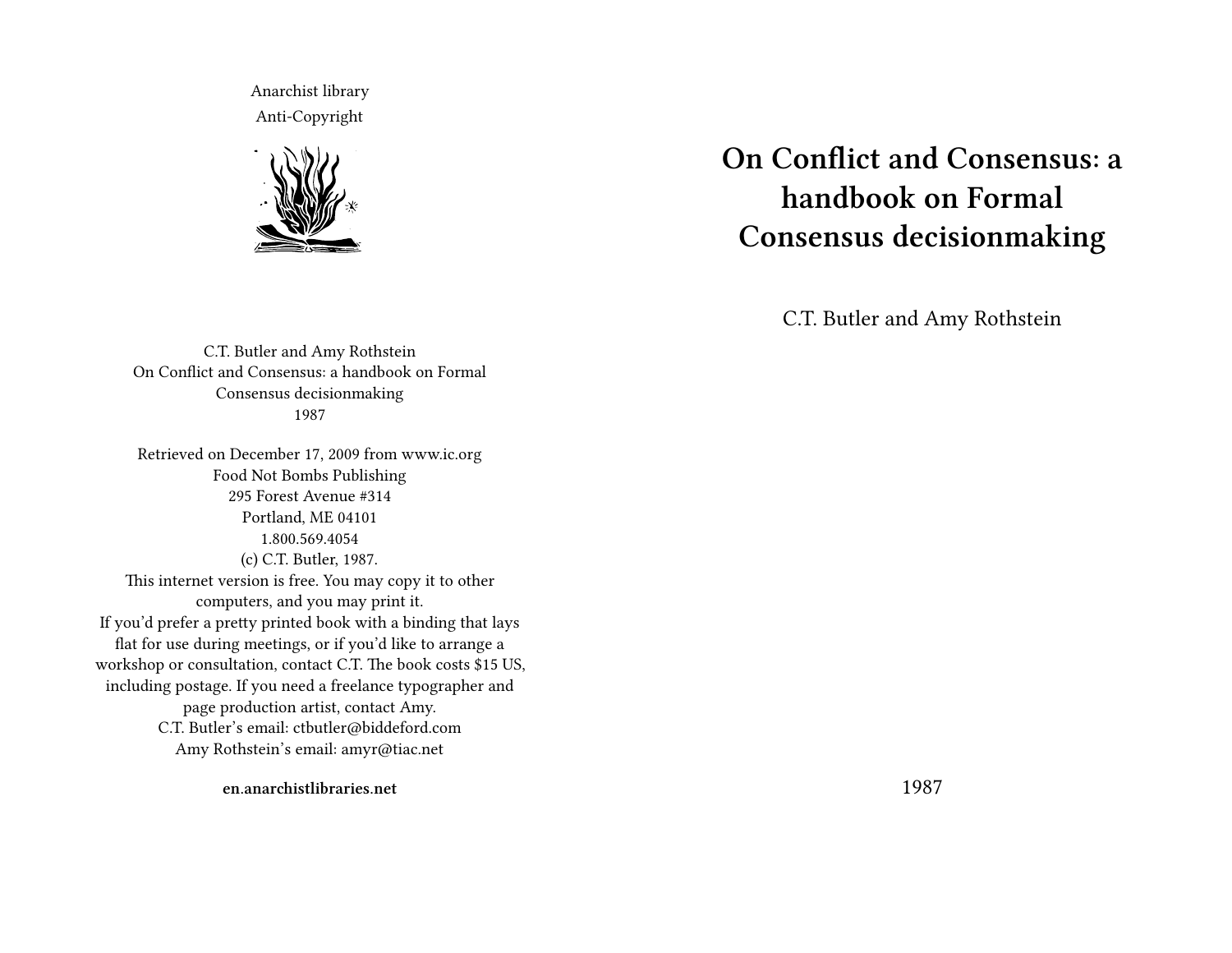# On Conflict and Consensus: a handbook on Formal Consensus decisionmaking

C.T. Butler and Amy Rothstein

1987

Anarchist library
Anti-Copyright

C.T. Butler and Amy Rothstein
On Conflict and Consensus: a handbook on Formal Consensus decisionmaking
1987

Retrieved on December 17, 2009 from www.ic.org
Food Not Bombs Publishing
295 Forest Avenue #314
Portland, ME 04101
1.800.569.4054
(c) C.T. Butler, 1987.
This internet version is free. You may copy it to other computers, and you may print it.
If you'd prefer a pretty printed book with a binding that lays flat for use during meetings, or if you'd like to arrange a workshop or consultation, contact C.T. The book costs $15 US, including postage. If you need a freelance typographer and page production artist, contact Amy.
C.T. Butler's email: ctbutler@biddeford.com
Amy Rothstein's email: amyr@tiac.net

**en.anarchistlibraries.net**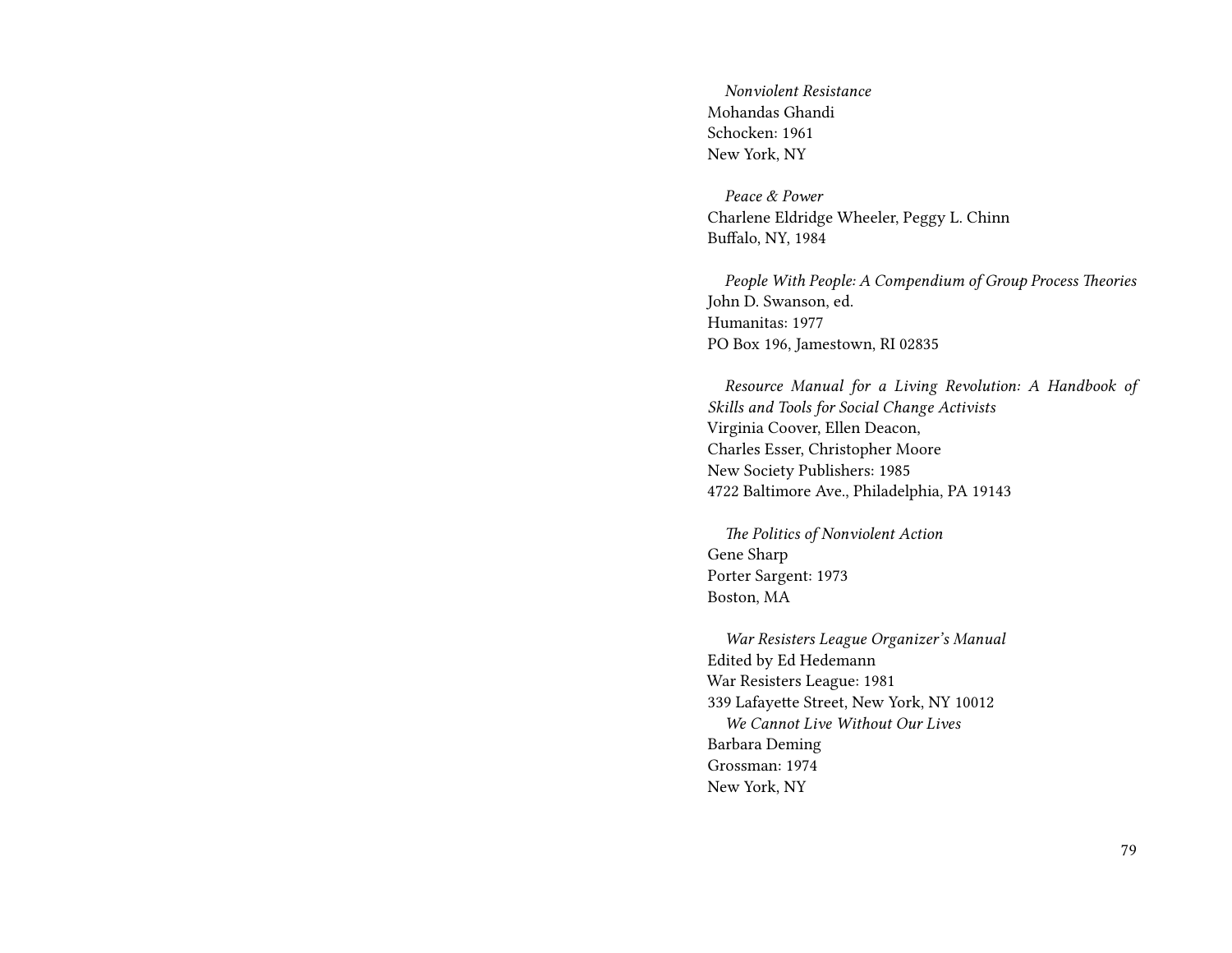*Nonviolent Resistance*
Mohandas Ghandi
Schocken: 1961
New York, NY

*Peace & Power*
Charlene Eldridge Wheeler, Peggy L. Chinn
Buffalo, NY, 1984

*People With People: A Compendium of Group Process Theories*
John D. Swanson, ed.
Humanitas: 1977
PO Box 196, Jamestown, RI 02835

*Resource Manual for a Living Revolution: A Handbook of Skills and Tools for Social Change Activists*
Virginia Coover, Ellen Deacon,
Charles Esser, Christopher Moore
New Society Publishers: 1985
4722 Baltimore Ave., Philadelphia, PA 19143

*The Politics of Nonviolent Action*
Gene Sharp
Porter Sargent: 1973
Boston, MA

*War Resisters League Organizer's Manual*
Edited by Ed Hedemann
War Resisters League: 1981
339 Lafayette Street, New York, NY 10012

*We Cannot Live Without Our Lives*
Barbara Deming
Grossman: 1974
New York, NY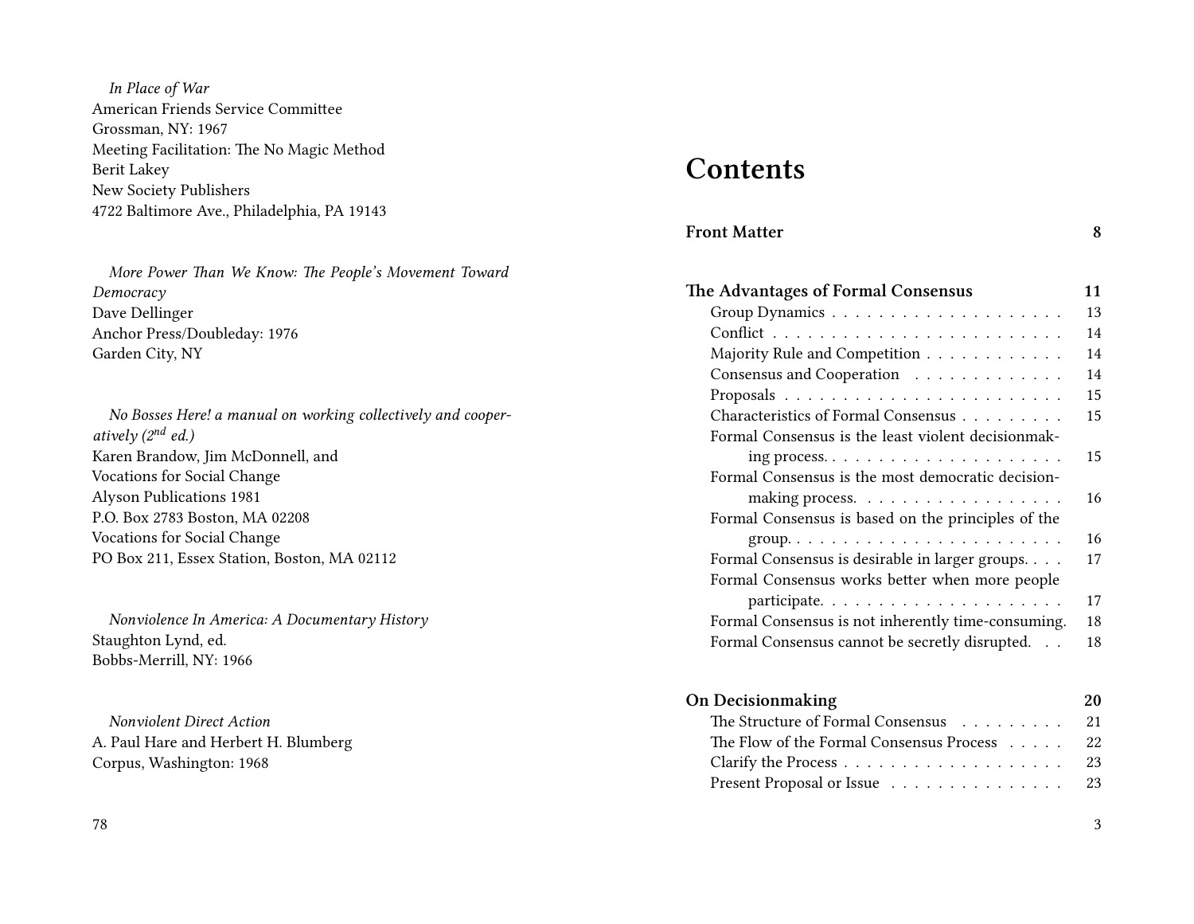*In Place of War*
American Friends Service Committee
Grossman, NY: 1967
Meeting Facilitation: The No Magic Method
Berit Lakey
New Society Publishers
4722 Baltimore Ave., Philadelphia, PA 19143

*More Power Than We Know: The People's Movement Toward Democracy*
Dave Dellinger
Anchor Press/Doubleday: 1976
Garden City, NY

*No Bosses Here! a manual on working collectively and cooperatively (2nd ed.)*
Karen Brandow, Jim McDonnell, and
Vocations for Social Change
Alyson Publications 1981
P.O. Box 2783 Boston, MA 02208
Vocations for Social Change
PO Box 211, Essex Station, Boston, MA 02112

*Nonviolence In America: A Documentary History*
Staughton Lynd, ed.
Bobbs-Merrill, NY: 1966

*Nonviolent Direct Action*
A. Paul Hare and Herbert H. Blumberg
Corpus, Washington: 1968

# Contents

**Front Matter** 8

**The Advantages of Formal Consensus** 11

- Group Dynamics 13
- Conflict 14
- Majority Rule and Competition 14
- Consensus and Cooperation 14
- Proposals 15
- Characteristics of Formal Consensus 15
- Formal Consensus is the least violent decisionmaking process. 15
- Formal Consensus is the most democratic decisionmaking process. 16
- Formal Consensus is based on the principles of the group. 16
- Formal Consensus is desirable in larger groups. 17
- Formal Consensus works better when more people participate. 17
- Formal Consensus is not inherently time-consuming. 18
- Formal Consensus cannot be secretly disrupted. 18

**On Decisionmaking** 20

- The Structure of Formal Consensus 21
- The Flow of the Formal Consensus Process 22
- Clarify the Process 23
- Present Proposal or Issue 23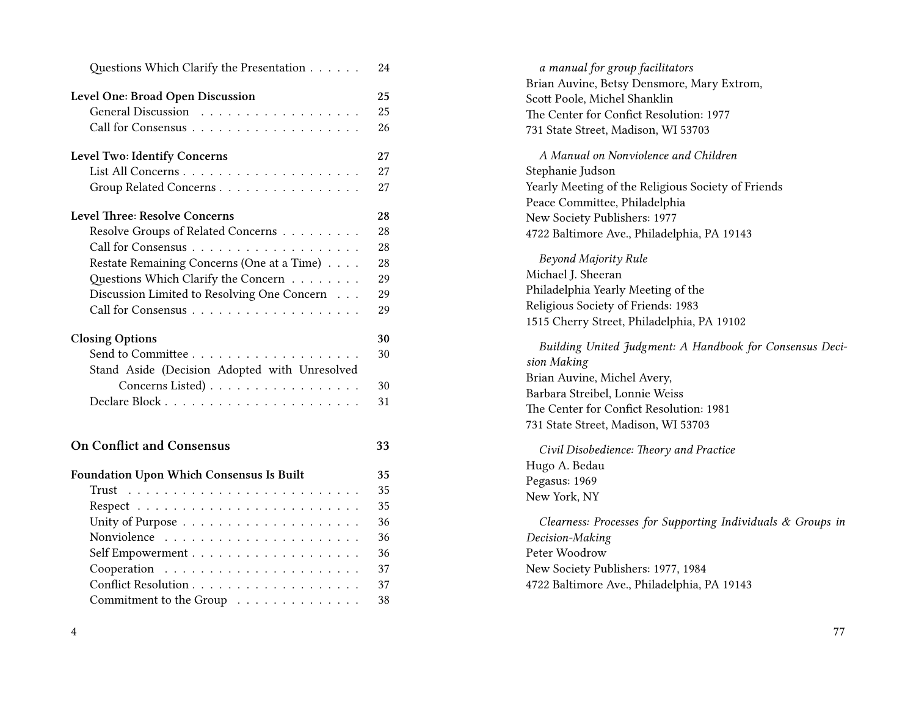Questions Which Clarify the Presentation . . . . . . 24

**Level One: Broad Open Discussion** 25

General Discussion . . . . . . . . . . . . . . . . . . 25

Call for Consensus . . . . . . . . . . . . . . . . . . . 26

**Level Two: Identify Concerns** 27

List All Concerns . . . . . . . . . . . . . . . . . . . . 27

Group Related Concerns . . . . . . . . . . . . . . . . 27

**Level Three: Resolve Concerns** 28

Resolve Groups of Related Concerns . . . . . . . . . 28

Call for Consensus . . . . . . . . . . . . . . . . . . . 28

Restate Remaining Concerns (One at a Time) . . . . 28

Questions Which Clarify the Concern . . . . . . . . 29

Discussion Limited to Resolving One Concern . . . 29

Call for Consensus . . . . . . . . . . . . . . . . . . . 29

**Closing Options** 30

Send to Committee . . . . . . . . . . . . . . . . . . . 30

Stand Aside (Decision Adopted with Unresolved Concerns Listed) . . . . . . . . . . . . . . . . . 30

Declare Block . . . . . . . . . . . . . . . . . . . . . . 31

**On Conflict and Consensus** 33

**Foundation Upon Which Consensus Is Built** 35

Trust . . . . . . . . . . . . . . . . . . . . . . . . . . 35

Respect . . . . . . . . . . . . . . . . . . . . . . . . . 35

Unity of Purpose . . . . . . . . . . . . . . . . . . . . 36

Nonviolence . . . . . . . . . . . . . . . . . . . . . . 36

Self Empowerment . . . . . . . . . . . . . . . . . . . 36

Cooperation . . . . . . . . . . . . . . . . . . . . . . 37

Conflict Resolution . . . . . . . . . . . . . . . . . . . 37

Commitment to the Group . . . . . . . . . . . . . . 38

*a manual for group facilitators*
Brian Auvine, Betsy Densmore, Mary Extrom,
Scott Poole, Michel Shanklin
The Center for Confict Resolution: 1977
731 State Street, Madison, WI 53703

*A Manual on Nonviolence and Children*
Stephanie Judson
Yearly Meeting of the Religious Society of Friends
Peace Committee, Philadelphia
New Society Publishers: 1977
4722 Baltimore Ave., Philadelphia, PA 19143

*Beyond Majority Rule*
Michael J. Sheeran
Philadelphia Yearly Meeting of the
Religious Society of Friends: 1983
1515 Cherry Street, Philadelphia, PA 19102

*Building United Judgment: A Handbook for Consensus Decision Making*
Brian Auvine, Michel Avery,
Barbara Streibel, Lonnie Weiss
The Center for Confict Resolution: 1981
731 State Street, Madison, WI 53703

*Civil Disobedience: Theory and Practice*
Hugo A. Bedau
Pegasus: 1969
New York, NY

*Clearness: Processes for Supporting Individuals & Groups in Decision-Making*
Peter Woodrow
New Society Publishers: 1977, 1984
4722 Baltimore Ave., Philadelphia, PA 19143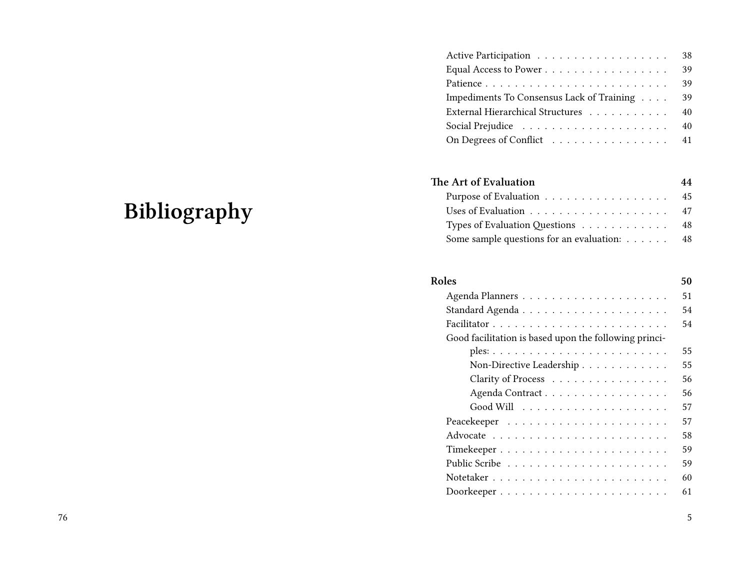# Bibliography

- Active Participation . . . . . . . . . . . . . . . . . . . 38
- Equal Access to Power . . . . . . . . . . . . . . . . . 39
- Patience . . . . . . . . . . . . . . . . . . . . . . . . . 39
- Impediments To Consensus Lack of Training . . . . 39
- External Hierarchical Structures . . . . . . . . . . . 40
- Social Prejudice . . . . . . . . . . . . . . . . . . . . 40
- On Degrees of Conflict . . . . . . . . . . . . . . . . 41

**The Art of Evaluation** **44**

- Purpose of Evaluation . . . . . . . . . . . . . . . . . 45
- Uses of Evaluation . . . . . . . . . . . . . . . . . . . 47
- Types of Evaluation Questions . . . . . . . . . . . . 48
- Some sample questions for an evaluation: . . . . . . 48

**Roles** **50**

- Agenda Planners . . . . . . . . . . . . . . . . . . . . 51
- Standard Agenda . . . . . . . . . . . . . . . . . . . . 54
- Facilitator . . . . . . . . . . . . . . . . . . . . . . . . 54
- Good facilitation is based upon the following principles: . . . . . . . . . . . . . . . . . . . . . . . . 55
  - Non-Directive Leadership . . . . . . . . . . . . 55
  - Clarity of Process . . . . . . . . . . . . . . . . 56
  - Agenda Contract . . . . . . . . . . . . . . . . . 56
  - Good Will . . . . . . . . . . . . . . . . . . . . 57
- Peacekeeper . . . . . . . . . . . . . . . . . . . . . . 57
- Advocate . . . . . . . . . . . . . . . . . . . . . . . . 58
- Timekeeper . . . . . . . . . . . . . . . . . . . . . . . 59
- Public Scribe . . . . . . . . . . . . . . . . . . . . . . 59
- Notetaker . . . . . . . . . . . . . . . . . . . . . . . . 60
- Doorkeeper . . . . . . . . . . . . . . . . . . . . . . . 61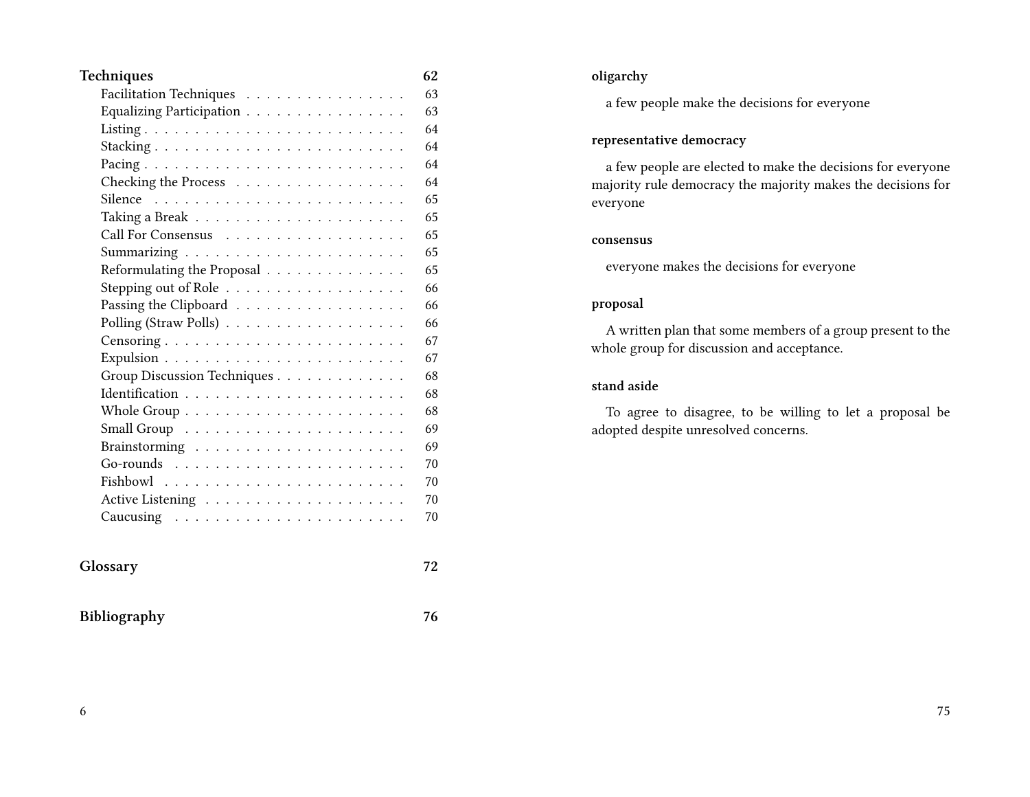**Techniques** 62

- Facilitation Techniques 63
- Equalizing Participation 63
- Listing 64
- Stacking 64
- Pacing 64
- Checking the Process 64
- Silence 65
- Taking a Break 65
- Call For Consensus 65
- Summarizing 65
- Reformulating the Proposal 65
- Stepping out of Role 66
- Passing the Clipboard 66
- Polling (Straw Polls) 66
- Censoring 67
- Expulsion 67
- Group Discussion Techniques 68
- Identification 68
- Whole Group 68
- Small Group 69
- Brainstorming 69
- Go-rounds 70
- Fishbowl 70
- Active Listening 70
- Caucusing 70

**Glossary** 72

**Bibliography** 76

**oligarchy**

a few people make the decisions for everyone

**representative democracy**

a few people are elected to make the decisions for everyone majority rule democracy the majority makes the decisions for everyone

**consensus**

everyone makes the decisions for everyone

**proposal**

A written plan that some members of a group present to the whole group for discussion and acceptance.

**stand aside**

To agree to disagree, to be willing to let a proposal be adopted despite unresolved concerns.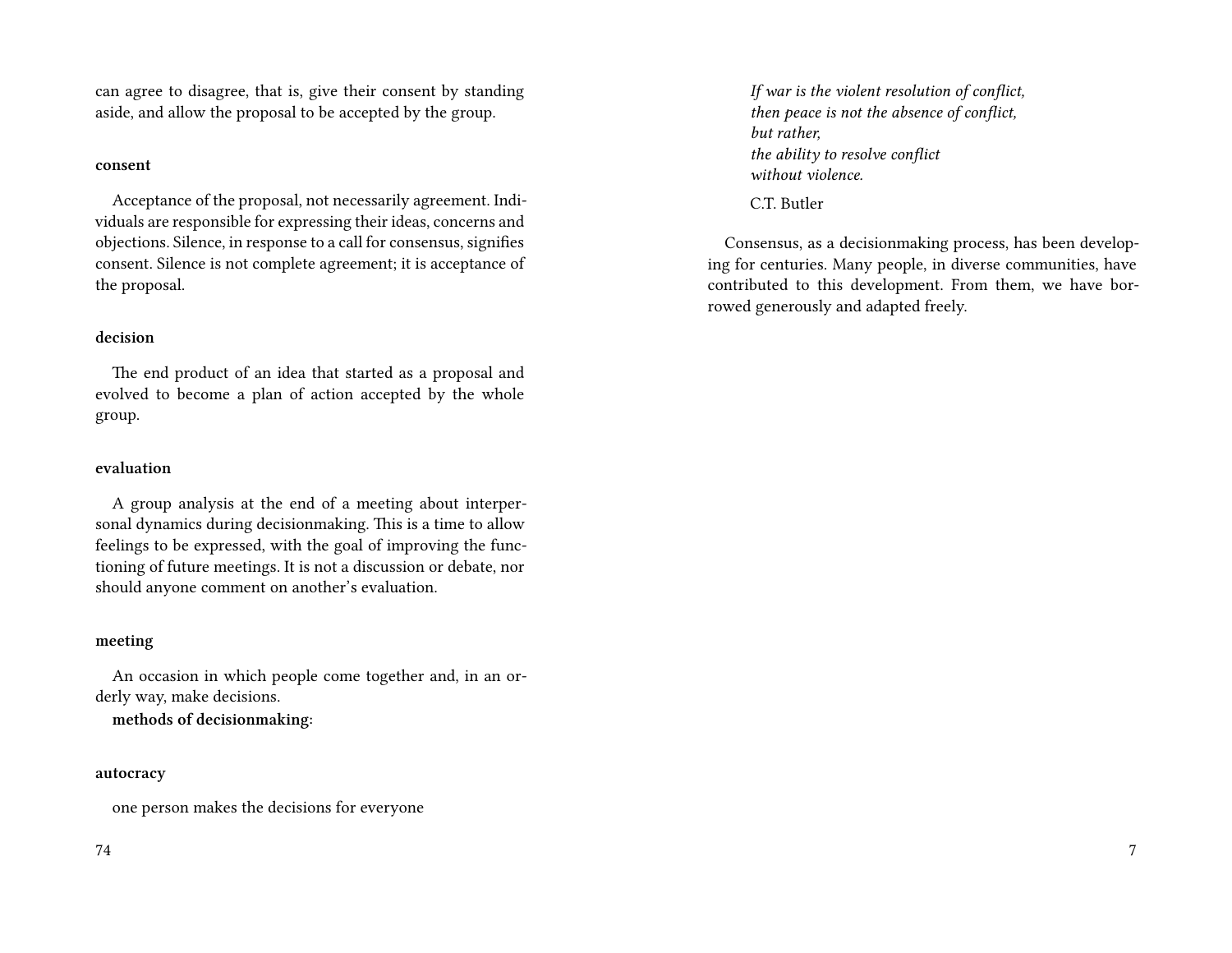can agree to disagree, that is, give their consent by standing aside, and allow the proposal to be accepted by the group.

#### consent

Acceptance of the proposal, not necessarily agreement. Individuals are responsible for expressing their ideas, concerns and objections. Silence, in response to a call for consensus, signifies consent. Silence is not complete agreement; it is acceptance of the proposal.

#### decision

The end product of an idea that started as a proposal and evolved to become a plan of action accepted by the whole group.

#### evaluation

A group analysis at the end of a meeting about interpersonal dynamics during decisionmaking. This is a time to allow feelings to be expressed, with the goal of improving the functioning of future meetings. It is not a discussion or debate, nor should anyone comment on another's evaluation.

#### meeting

An occasion in which people come together and, in an orderly way, make decisions.

**methods of decisionmaking**:

#### autocracy

one person makes the decisions for everyone

> *If war is the violent resolution of conflict,*
> *then peace is not the absence of conflict,*
> *but rather,*
> *the ability to resolve conflict*
> *without violence.*
>
> C.T. Butler

Consensus, as a decisionmaking process, has been developing for centuries. Many people, in diverse communities, have contributed to this development. From them, we have borrowed generously and adapted freely.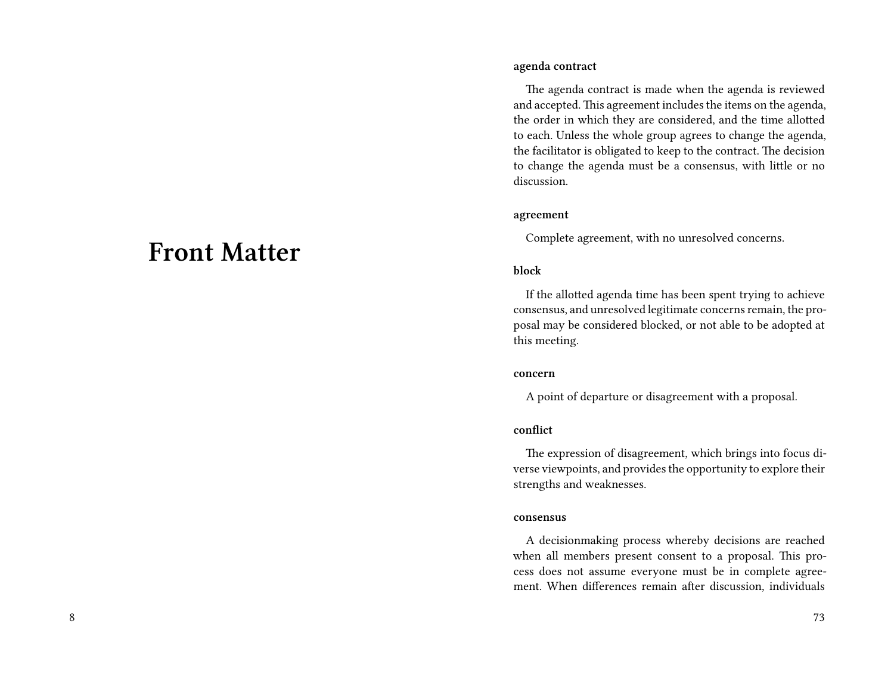# Front Matter

**agenda contract**

The agenda contract is made when the agenda is reviewed and accepted. This agreement includes the items on the agenda, the order in which they are considered, and the time allotted to each. Unless the whole group agrees to change the agenda, the facilitator is obligated to keep to the contract. The decision to change the agenda must be a consensus, with little or no discussion.

**agreement**

Complete agreement, with no unresolved concerns.

**block**

If the allotted agenda time has been spent trying to achieve consensus, and unresolved legitimate concerns remain, the proposal may be considered blocked, or not able to be adopted at this meeting.

**concern**

A point of departure or disagreement with a proposal.

**conflict**

The expression of disagreement, which brings into focus diverse viewpoints, and provides the opportunity to explore their strengths and weaknesses.

**consensus**

A decisionmaking process whereby decisions are reached when all members present consent to a proposal. This process does not assume everyone must be in complete agreement. When differences remain after discussion, individuals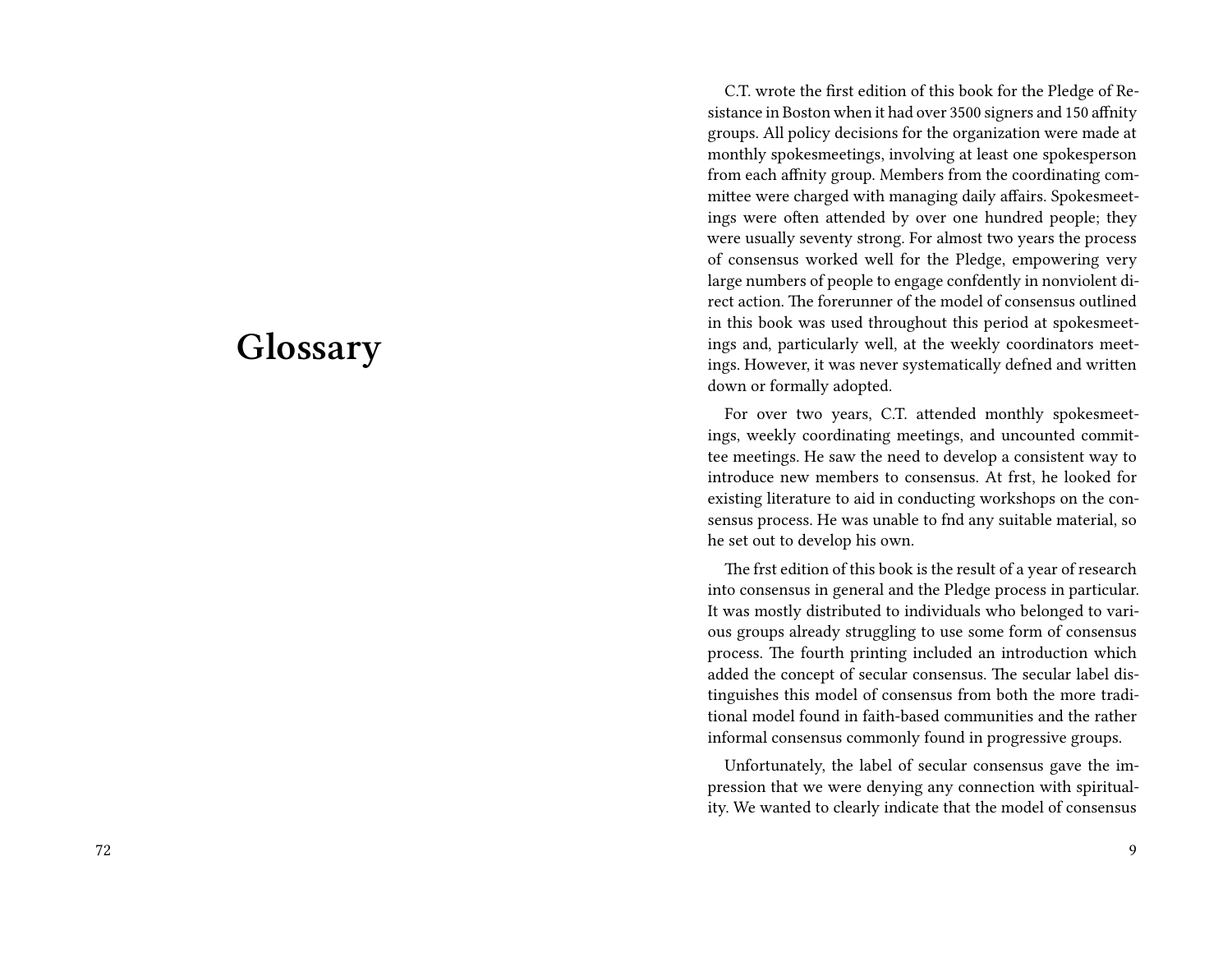# Glossary

C.T. wrote the first edition of this book for the Pledge of Resistance in Boston when it had over 3500 signers and 150 affnity groups. All policy decisions for the organization were made at monthly spokesmeetings, involving at least one spokesperson from each affnity group. Members from the coordinating committee were charged with managing daily affairs. Spokesmeetings were often attended by over one hundred people; they were usually seventy strong. For almost two years the process of consensus worked well for the Pledge, empowering very large numbers of people to engage confdently in nonviolent direct action. The forerunner of the model of consensus outlined in this book was used throughout this period at spokesmeetings and, particularly well, at the weekly coordinators meetings. However, it was never systematically defned and written down or formally adopted.

For over two years, C.T. attended monthly spokesmeetings, weekly coordinating meetings, and uncounted committee meetings. He saw the need to develop a consistent way to introduce new members to consensus. At frst, he looked for existing literature to aid in conducting workshops on the consensus process. He was unable to fnd any suitable material, so he set out to develop his own.

The frst edition of this book is the result of a year of research into consensus in general and the Pledge process in particular. It was mostly distributed to individuals who belonged to various groups already struggling to use some form of consensus process. The fourth printing included an introduction which added the concept of secular consensus. The secular label distinguishes this model of consensus from both the more traditional model found in faith-based communities and the rather informal consensus commonly found in progressive groups.

Unfortunately, the label of secular consensus gave the impression that we were denying any connection with spirituality. We wanted to clearly indicate that the model of consensus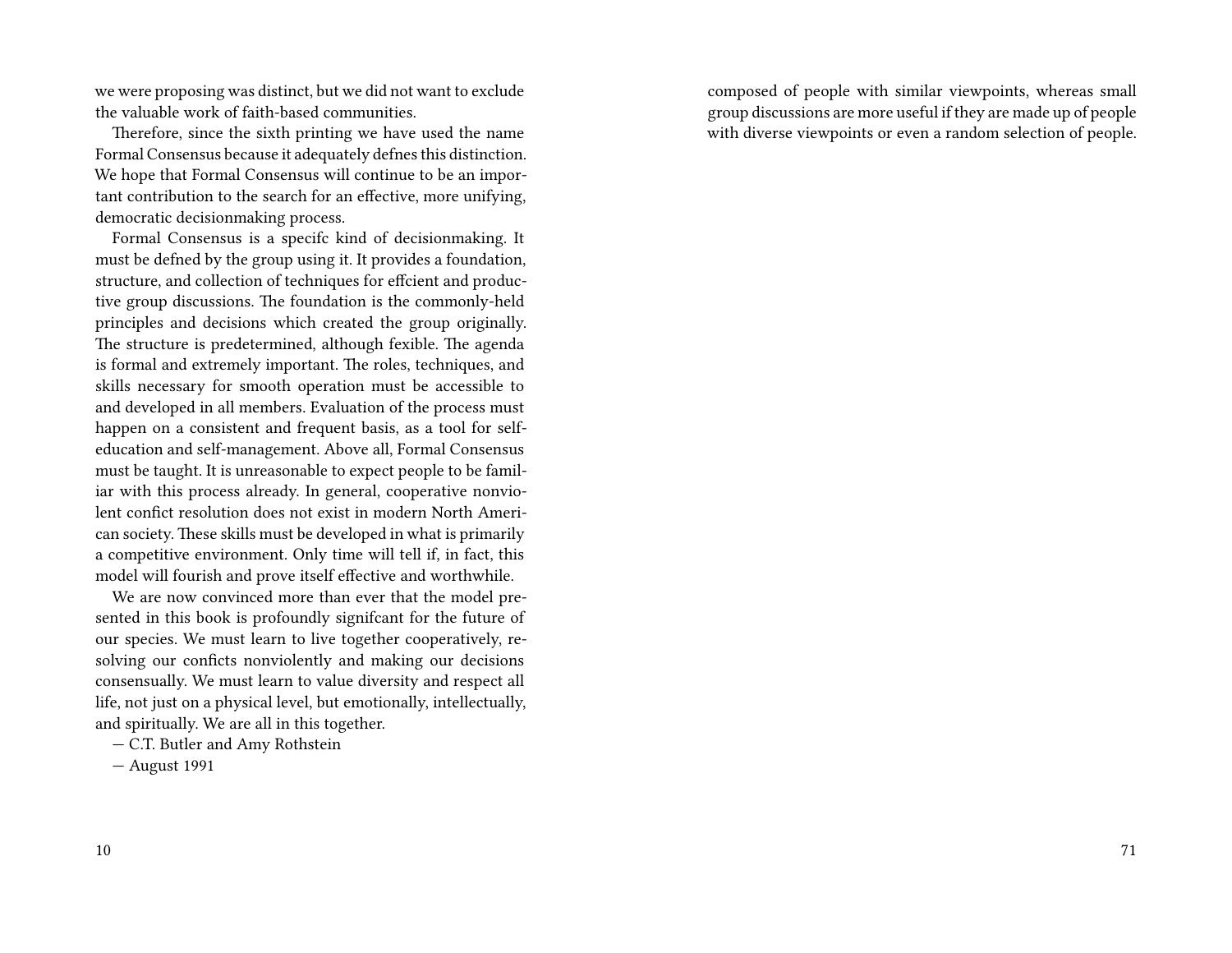we were proposing was distinct, but we did not want to exclude the valuable work of faith-based communities.

Therefore, since the sixth printing we have used the name Formal Consensus because it adequately defnes this distinction. We hope that Formal Consensus will continue to be an important contribution to the search for an effective, more unifying, democratic decisionmaking process.

Formal Consensus is a specifc kind of decisionmaking. It must be defned by the group using it. It provides a foundation, structure, and collection of techniques for effcient and productive group discussions. The foundation is the commonly-held principles and decisions which created the group originally. The structure is predetermined, although fexible. The agenda is formal and extremely important. The roles, techniques, and skills necessary for smooth operation must be accessible to and developed in all members. Evaluation of the process must happen on a consistent and frequent basis, as a tool for self-education and self-management. Above all, Formal Consensus must be taught. It is unreasonable to expect people to be familiar with this process already. In general, cooperative nonviolent confict resolution does not exist in modern North American society. These skills must be developed in what is primarily a competitive environment. Only time will tell if, in fact, this model will fourish and prove itself effective and worthwhile.

We are now convinced more than ever that the model presented in this book is profoundly signifcant for the future of our species. We must learn to live together cooperatively, resolving our conficts nonviolently and making our decisions consensually. We must learn to value diversity and respect all life, not just on a physical level, but emotionally, intellectually, and spiritually. We are all in this together.

— C.T. Butler and Amy Rothstein

— August 1991

composed of people with similar viewpoints, whereas small group discussions are more useful if they are made up of people with diverse viewpoints or even a random selection of people.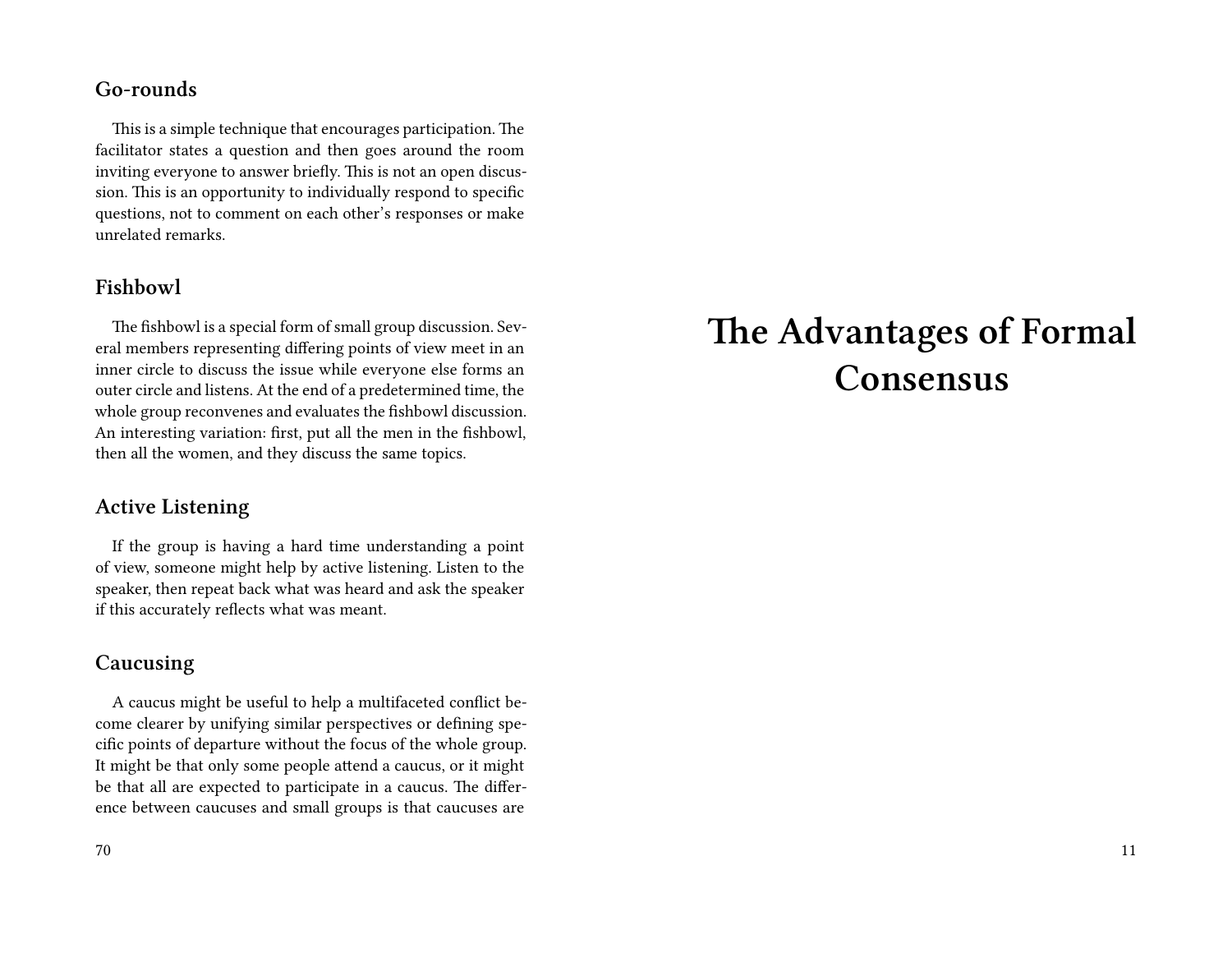### Go-rounds

This is a simple technique that encourages participation. The facilitator states a question and then goes around the room inviting everyone to answer briefly. This is not an open discussion. This is an opportunity to individually respond to specific questions, not to comment on each other's responses or make unrelated remarks.

### Fishbowl

The fishbowl is a special form of small group discussion. Several members representing differing points of view meet in an inner circle to discuss the issue while everyone else forms an outer circle and listens. At the end of a predetermined time, the whole group reconvenes and evaluates the fishbowl discussion. An interesting variation: first, put all the men in the fishbowl, then all the women, and they discuss the same topics.

### Active Listening

If the group is having a hard time understanding a point of view, someone might help by active listening. Listen to the speaker, then repeat back what was heard and ask the speaker if this accurately reflects what was meant.

### Caucusing

A caucus might be useful to help a multifaceted conflict become clearer by unifying similar perspectives or defining specific points of departure without the focus of the whole group. It might be that only some people attend a caucus, or it might be that all are expected to participate in a caucus. The difference between caucuses and small groups is that caucuses are

# The Advantages of Formal Consensus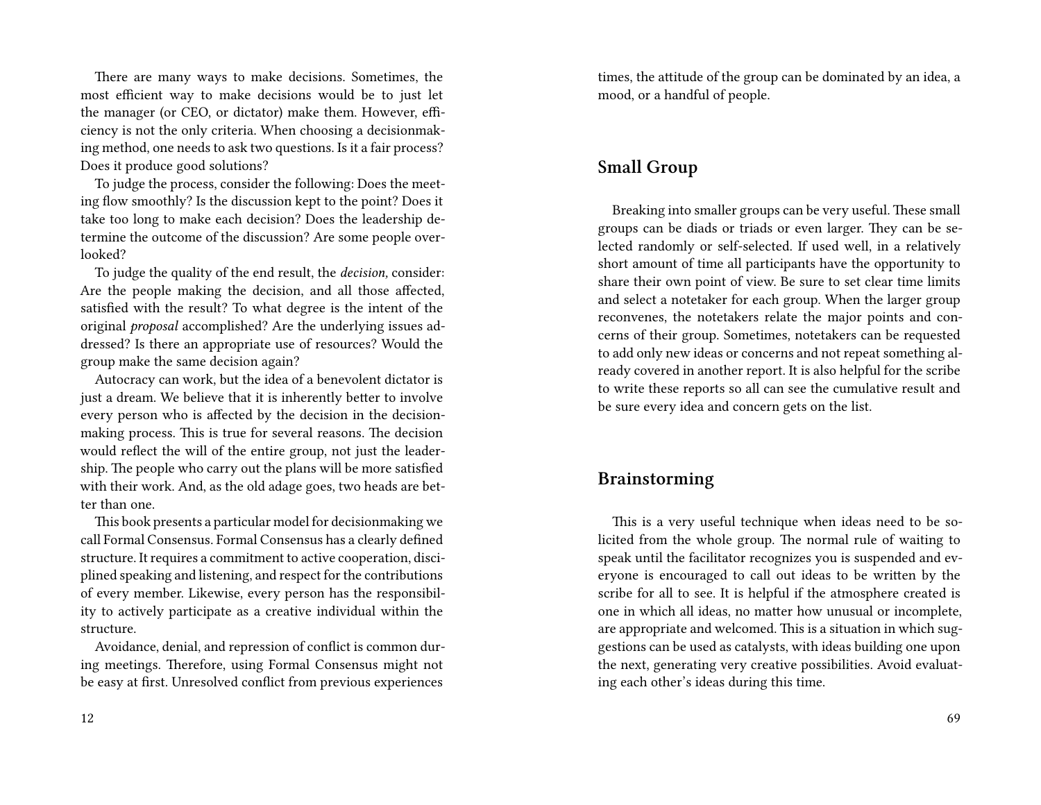There are many ways to make decisions. Sometimes, the most efficient way to make decisions would be to just let the manager (or CEO, or dictator) make them. However, efficiency is not the only criteria. When choosing a decisionmaking method, one needs to ask two questions. Is it a fair process? Does it produce good solutions?

To judge the process, consider the following: Does the meeting flow smoothly? Is the discussion kept to the point? Does it take too long to make each decision? Does the leadership determine the outcome of the discussion? Are some people overlooked?

To judge the quality of the end result, the *decision,* consider: Are the people making the decision, and all those affected, satisfied with the result? To what degree is the intent of the original *proposal* accomplished? Are the underlying issues addressed? Is there an appropriate use of resources? Would the group make the same decision again?

Autocracy can work, but the idea of a benevolent dictator is just a dream. We believe that it is inherently better to involve every person who is affected by the decision in the decisionmaking process. This is true for several reasons. The decision would reflect the will of the entire group, not just the leadership. The people who carry out the plans will be more satisfied with their work. And, as the old adage goes, two heads are better than one.

This book presents a particular model for decisionmaking we call Formal Consensus. Formal Consensus has a clearly defined structure. It requires a commitment to active cooperation, disciplined speaking and listening, and respect for the contributions of every member. Likewise, every person has the responsibility to actively participate as a creative individual within the structure.

Avoidance, denial, and repression of conflict is common during meetings. Therefore, using Formal Consensus might not be easy at first. Unresolved conflict from previous experiences

times, the attitude of the group can be dominated by an idea, a mood, or a handful of people.

## Small Group

Breaking into smaller groups can be very useful. These small groups can be diads or triads or even larger. They can be selected randomly or self-selected. If used well, in a relatively short amount of time all participants have the opportunity to share their own point of view. Be sure to set clear time limits and select a notetaker for each group. When the larger group reconvenes, the notetakers relate the major points and concerns of their group. Sometimes, notetakers can be requested to add only new ideas or concerns and not repeat something already covered in another report. It is also helpful for the scribe to write these reports so all can see the cumulative result and be sure every idea and concern gets on the list.

## Brainstorming

This is a very useful technique when ideas need to be solicited from the whole group. The normal rule of waiting to speak until the facilitator recognizes you is suspended and everyone is encouraged to call out ideas to be written by the scribe for all to see. It is helpful if the atmosphere created is one in which all ideas, no matter how unusual or incomplete, are appropriate and welcomed. This is a situation in which suggestions can be used as catalysts, with ideas building one upon the next, generating very creative possibilities. Avoid evaluating each other's ideas during this time.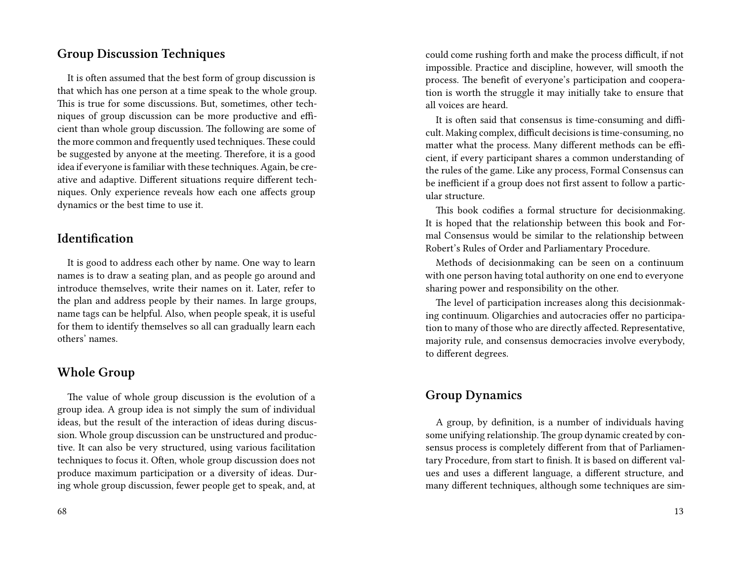## Group Discussion Techniques

It is often assumed that the best form of group discussion is that which has one person at a time speak to the whole group. This is true for some discussions. But, sometimes, other techniques of group discussion can be more productive and efficient than whole group discussion. The following are some of the more common and frequently used techniques. These could be suggested by anyone at the meeting. Therefore, it is a good idea if everyone is familiar with these techniques. Again, be creative and adaptive. Different situations require different techniques. Only experience reveals how each one affects group dynamics or the best time to use it.

## Identification

It is good to address each other by name. One way to learn names is to draw a seating plan, and as people go around and introduce themselves, write their names on it. Later, refer to the plan and address people by their names. In large groups, name tags can be helpful. Also, when people speak, it is useful for them to identify themselves so all can gradually learn each others' names.

## Whole Group

The value of whole group discussion is the evolution of a group idea. A group idea is not simply the sum of individual ideas, but the result of the interaction of ideas during discussion. Whole group discussion can be unstructured and productive. It can also be very structured, using various facilitation techniques to focus it. Often, whole group discussion does not produce maximum participation or a diversity of ideas. During whole group discussion, fewer people get to speak, and, at

could come rushing forth and make the process difficult, if not impossible. Practice and discipline, however, will smooth the process. The benefit of everyone's participation and cooperation is worth the struggle it may initially take to ensure that all voices are heard.

It is often said that consensus is time-consuming and difficult. Making complex, difficult decisions is time-consuming, no matter what the process. Many different methods can be efficient, if every participant shares a common understanding of the rules of the game. Like any process, Formal Consensus can be inefficient if a group does not first assent to follow a particular structure.

This book codifies a formal structure for decisionmaking. It is hoped that the relationship between this book and Formal Consensus would be similar to the relationship between Robert's Rules of Order and Parliamentary Procedure.

Methods of decisionmaking can be seen on a continuum with one person having total authority on one end to everyone sharing power and responsibility on the other.

The level of participation increases along this decisionmaking continuum. Oligarchies and autocracies offer no participation to many of those who are directly affected. Representative, majority rule, and consensus democracies involve everybody, to different degrees.

## Group Dynamics

A group, by definition, is a number of individuals having some unifying relationship. The group dynamic created by consensus process is completely different from that of Parliamentary Procedure, from start to finish. It is based on different values and uses a different language, a different structure, and many different techniques, although some techniques are sim-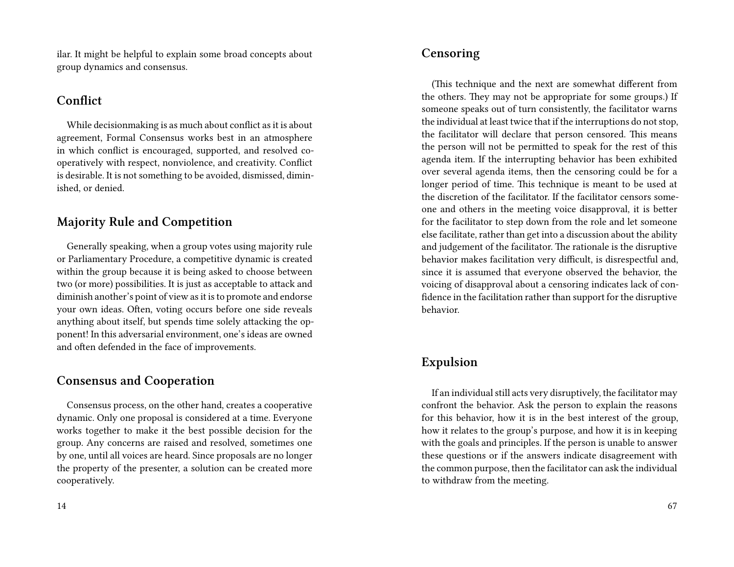ilar. It might be helpful to explain some broad concepts about group dynamics and consensus.

## Conflict

While decisionmaking is as much about conflict as it is about agreement, Formal Consensus works best in an atmosphere in which conflict is encouraged, supported, and resolved cooperatively with respect, nonviolence, and creativity. Conflict is desirable. It is not something to be avoided, dismissed, diminished, or denied.

## Majority Rule and Competition

Generally speaking, when a group votes using majority rule or Parliamentary Procedure, a competitive dynamic is created within the group because it is being asked to choose between two (or more) possibilities. It is just as acceptable to attack and diminish another's point of view as it is to promote and endorse your own ideas. Often, voting occurs before one side reveals anything about itself, but spends time solely attacking the opponent! In this adversarial environment, one's ideas are owned and often defended in the face of improvements.

## Consensus and Cooperation

Consensus process, on the other hand, creates a cooperative dynamic. Only one proposal is considered at a time. Everyone works together to make it the best possible decision for the group. Any concerns are raised and resolved, sometimes one by one, until all voices are heard. Since proposals are no longer the property of the presenter, a solution can be created more cooperatively.

## Censoring

(This technique and the next are somewhat different from the others. They may not be appropriate for some groups.) If someone speaks out of turn consistently, the facilitator warns the individual at least twice that if the interruptions do not stop, the facilitator will declare that person censored. This means the person will not be permitted to speak for the rest of this agenda item. If the interrupting behavior has been exhibited over several agenda items, then the censoring could be for a longer period of time. This technique is meant to be used at the discretion of the facilitator. If the facilitator censors someone and others in the meeting voice disapproval, it is better for the facilitator to step down from the role and let someone else facilitate, rather than get into a discussion about the ability and judgement of the facilitator. The rationale is the disruptive behavior makes facilitation very difficult, is disrespectful and, since it is assumed that everyone observed the behavior, the voicing of disapproval about a censoring indicates lack of confidence in the facilitation rather than support for the disruptive behavior.

## Expulsion

If an individual still acts very disruptively, the facilitator may confront the behavior. Ask the person to explain the reasons for this behavior, how it is in the best interest of the group, how it relates to the group's purpose, and how it is in keeping with the goals and principles. If the person is unable to answer these questions or if the answers indicate disagreement with the common purpose, then the facilitator can ask the individual to withdraw from the meeting.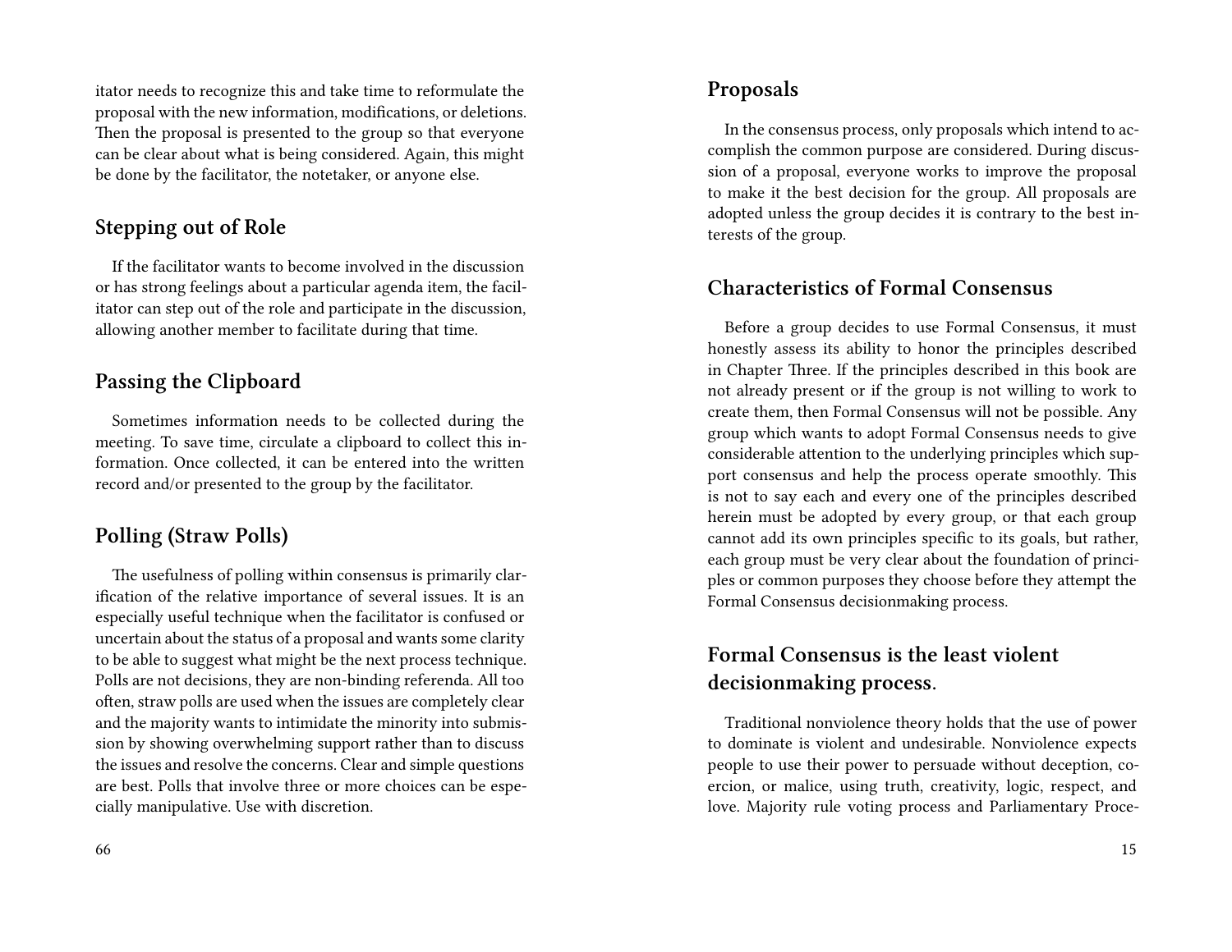itator needs to recognize this and take time to reformulate the proposal with the new information, modifications, or deletions. Then the proposal is presented to the group so that everyone can be clear about what is being considered. Again, this might be done by the facilitator, the notetaker, or anyone else.

## Stepping out of Role

If the facilitator wants to become involved in the discussion or has strong feelings about a particular agenda item, the facilitator can step out of the role and participate in the discussion, allowing another member to facilitate during that time.

## Passing the Clipboard

Sometimes information needs to be collected during the meeting. To save time, circulate a clipboard to collect this information. Once collected, it can be entered into the written record and/or presented to the group by the facilitator.

## Polling (Straw Polls)

The usefulness of polling within consensus is primarily clarification of the relative importance of several issues. It is an especially useful technique when the facilitator is confused or uncertain about the status of a proposal and wants some clarity to be able to suggest what might be the next process technique. Polls are not decisions, they are non-binding referenda. All too often, straw polls are used when the issues are completely clear and the majority wants to intimidate the minority into submission by showing overwhelming support rather than to discuss the issues and resolve the concerns. Clear and simple questions are best. Polls that involve three or more choices can be especially manipulative. Use with discretion.

## Proposals

In the consensus process, only proposals which intend to accomplish the common purpose are considered. During discussion of a proposal, everyone works to improve the proposal to make it the best decision for the group. All proposals are adopted unless the group decides it is contrary to the best interests of the group.

## Characteristics of Formal Consensus

Before a group decides to use Formal Consensus, it must honestly assess its ability to honor the principles described in Chapter Three. If the principles described in this book are not already present or if the group is not willing to work to create them, then Formal Consensus will not be possible. Any group which wants to adopt Formal Consensus needs to give considerable attention to the underlying principles which support consensus and help the process operate smoothly. This is not to say each and every one of the principles described herein must be adopted by every group, or that each group cannot add its own principles specific to its goals, but rather, each group must be very clear about the foundation of principles or common purposes they choose before they attempt the Formal Consensus decisionmaking process.

## Formal Consensus is the least violent decisionmaking process.

Traditional nonviolence theory holds that the use of power to dominate is violent and undesirable. Nonviolence expects people to use their power to persuade without deception, coercion, or malice, using truth, creativity, logic, respect, and love. Majority rule voting process and Parliamentary Proce-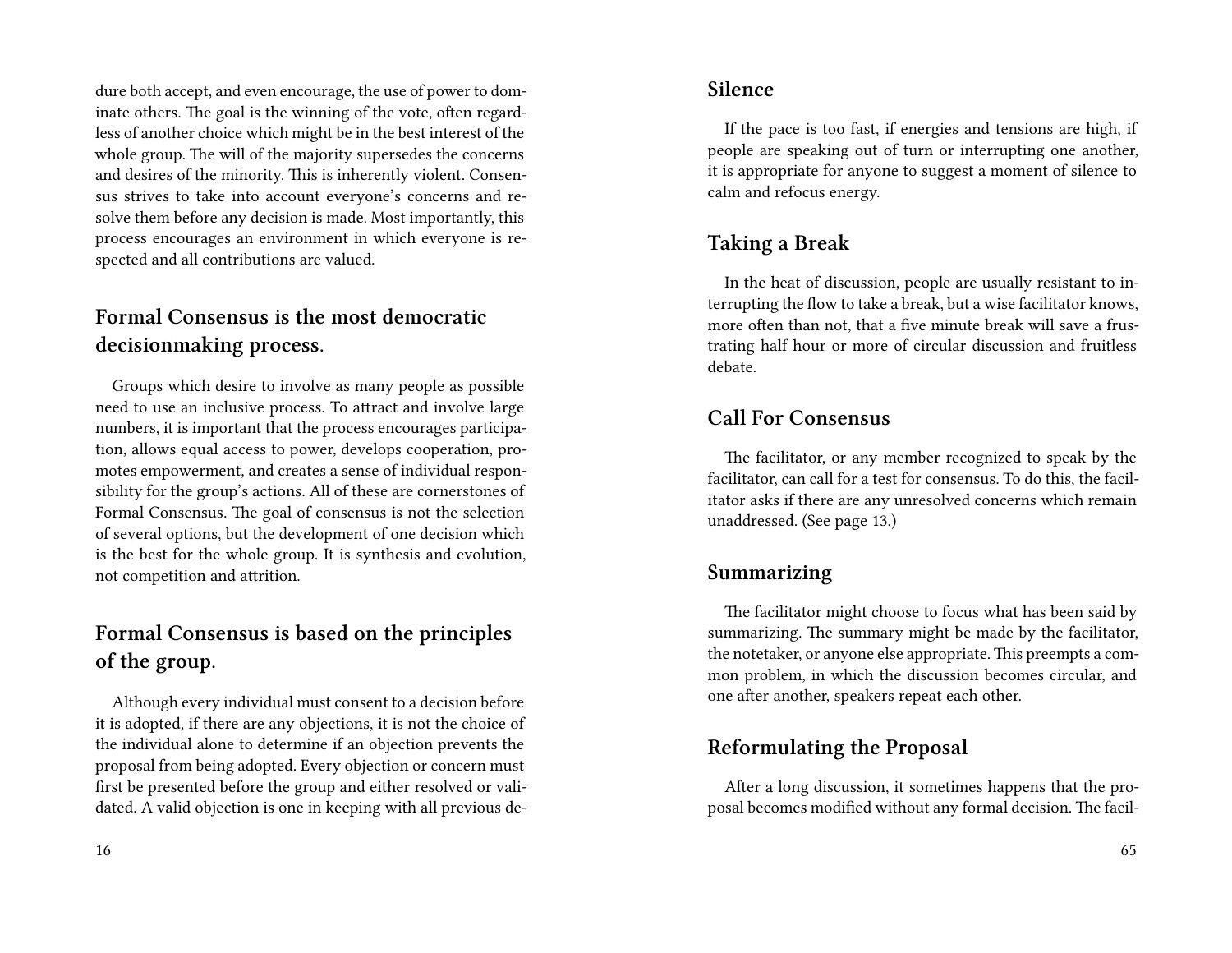dure both accept, and even encourage, the use of power to dominate others. The goal is the winning of the vote, often regardless of another choice which might be in the best interest of the whole group. The will of the majority supersedes the concerns and desires of the minority. This is inherently violent. Consensus strives to take into account everyone's concerns and resolve them before any decision is made. Most importantly, this process encourages an environment in which everyone is respected and all contributions are valued.

## Formal Consensus is the most democratic decisionmaking process.

Groups which desire to involve as many people as possible need to use an inclusive process. To attract and involve large numbers, it is important that the process encourages participation, allows equal access to power, develops cooperation, promotes empowerment, and creates a sense of individual responsibility for the group's actions. All of these are cornerstones of Formal Consensus. The goal of consensus is not the selection of several options, but the development of one decision which is the best for the whole group. It is synthesis and evolution, not competition and attrition.

## Formal Consensus is based on the principles of the group.

Although every individual must consent to a decision before it is adopted, if there are any objections, it is not the choice of the individual alone to determine if an objection prevents the proposal from being adopted. Every objection or concern must first be presented before the group and either resolved or validated. A valid objection is one in keeping with all previous de-

## Silence

If the pace is too fast, if energies and tensions are high, if people are speaking out of turn or interrupting one another, it is appropriate for anyone to suggest a moment of silence to calm and refocus energy.

## Taking a Break

In the heat of discussion, people are usually resistant to interrupting the flow to take a break, but a wise facilitator knows, more often than not, that a five minute break will save a frustrating half hour or more of circular discussion and fruitless debate.

## Call For Consensus

The facilitator, or any member recognized to speak by the facilitator, can call for a test for consensus. To do this, the facilitator asks if there are any unresolved concerns which remain unaddressed. (See page 13.)

## Summarizing

The facilitator might choose to focus what has been said by summarizing. The summary might be made by the facilitator, the notetaker, or anyone else appropriate. This preempts a common problem, in which the discussion becomes circular, and one after another, speakers repeat each other.

## Reformulating the Proposal

After a long discussion, it sometimes happens that the proposal becomes modified without any formal decision. The facil-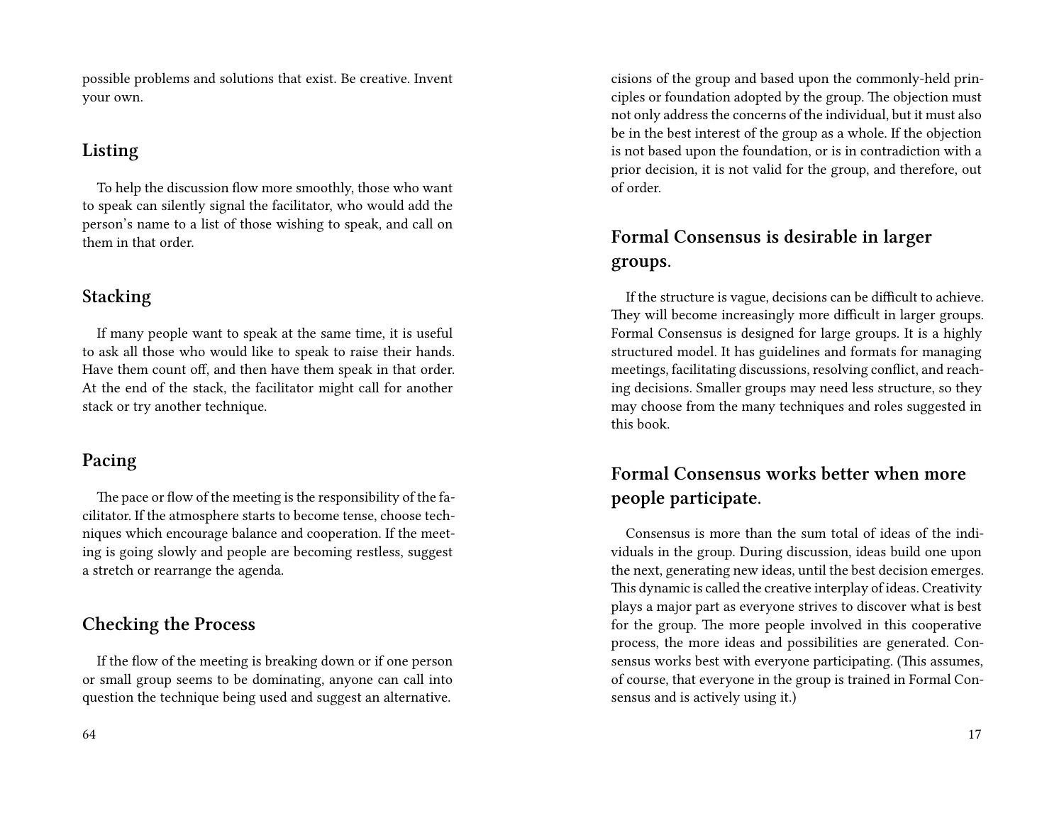possible problems and solutions that exist. Be creative. Invent your own.

## Listing

To help the discussion flow more smoothly, those who want to speak can silently signal the facilitator, who would add the person's name to a list of those wishing to speak, and call on them in that order.

## Stacking

If many people want to speak at the same time, it is useful to ask all those who would like to speak to raise their hands. Have them count off, and then have them speak in that order. At the end of the stack, the facilitator might call for another stack or try another technique.

## Pacing

The pace or flow of the meeting is the responsibility of the facilitator. If the atmosphere starts to become tense, choose techniques which encourage balance and cooperation. If the meeting is going slowly and people are becoming restless, suggest a stretch or rearrange the agenda.

## Checking the Process

If the flow of the meeting is breaking down or if one person or small group seems to be dominating, anyone can call into question the technique being used and suggest an alternative.

cisions of the group and based upon the commonly-held principles or foundation adopted by the group. The objection must not only address the concerns of the individual, but it must also be in the best interest of the group as a whole. If the objection is not based upon the foundation, or is in contradiction with a prior decision, it is not valid for the group, and therefore, out of order.

## Formal Consensus is desirable in larger groups.

If the structure is vague, decisions can be difficult to achieve. They will become increasingly more difficult in larger groups. Formal Consensus is designed for large groups. It is a highly structured model. It has guidelines and formats for managing meetings, facilitating discussions, resolving conflict, and reaching decisions. Smaller groups may need less structure, so they may choose from the many techniques and roles suggested in this book.

## Formal Consensus works better when more people participate.

Consensus is more than the sum total of ideas of the individuals in the group. During discussion, ideas build one upon the next, generating new ideas, until the best decision emerges. This dynamic is called the creative interplay of ideas. Creativity plays a major part as everyone strives to discover what is best for the group. The more people involved in this cooperative process, the more ideas and possibilities are generated. Consensus works best with everyone participating. (This assumes, of course, that everyone in the group is trained in Formal Consensus and is actively using it.)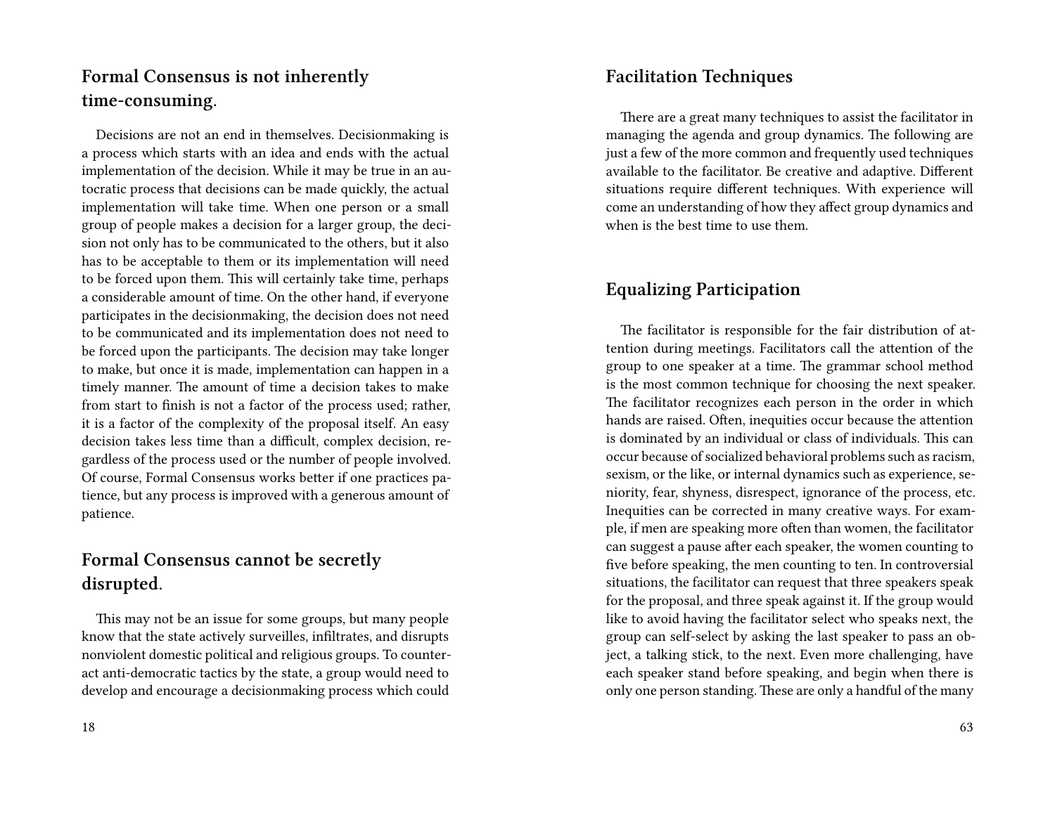## Formal Consensus is not inherently time-consuming.

Decisions are not an end in themselves. Decisionmaking is a process which starts with an idea and ends with the actual implementation of the decision. While it may be true in an autocratic process that decisions can be made quickly, the actual implementation will take time. When one person or a small group of people makes a decision for a larger group, the decision not only has to be communicated to the others, but it also has to be acceptable to them or its implementation will need to be forced upon them. This will certainly take time, perhaps a considerable amount of time. On the other hand, if everyone participates in the decisionmaking, the decision does not need to be communicated and its implementation does not need to be forced upon the participants. The decision may take longer to make, but once it is made, implementation can happen in a timely manner. The amount of time a decision takes to make from start to finish is not a factor of the process used; rather, it is a factor of the complexity of the proposal itself. An easy decision takes less time than a difficult, complex decision, regardless of the process used or the number of people involved. Of course, Formal Consensus works better if one practices patience, but any process is improved with a generous amount of patience.

## Formal Consensus cannot be secretly disrupted.

This may not be an issue for some groups, but many people know that the state actively surveilles, infiltrates, and disrupts nonviolent domestic political and religious groups. To counteract anti-democratic tactics by the state, a group would need to develop and encourage a decisionmaking process which could

## Facilitation Techniques

There are a great many techniques to assist the facilitator in managing the agenda and group dynamics. The following are just a few of the more common and frequently used techniques available to the facilitator. Be creative and adaptive. Different situations require different techniques. With experience will come an understanding of how they affect group dynamics and when is the best time to use them.

## Equalizing Participation

The facilitator is responsible for the fair distribution of attention during meetings. Facilitators call the attention of the group to one speaker at a time. The grammar school method is the most common technique for choosing the next speaker. The facilitator recognizes each person in the order in which hands are raised. Often, inequities occur because the attention is dominated by an individual or class of individuals. This can occur because of socialized behavioral problems such as racism, sexism, or the like, or internal dynamics such as experience, seniority, fear, shyness, disrespect, ignorance of the process, etc. Inequities can be corrected in many creative ways. For example, if men are speaking more often than women, the facilitator can suggest a pause after each speaker, the women counting to five before speaking, the men counting to ten. In controversial situations, the facilitator can request that three speakers speak for the proposal, and three speak against it. If the group would like to avoid having the facilitator select who speaks next, the group can self-select by asking the last speaker to pass an object, a talking stick, to the next. Even more challenging, have each speaker stand before speaking, and begin when there is only one person standing. These are only a handful of the many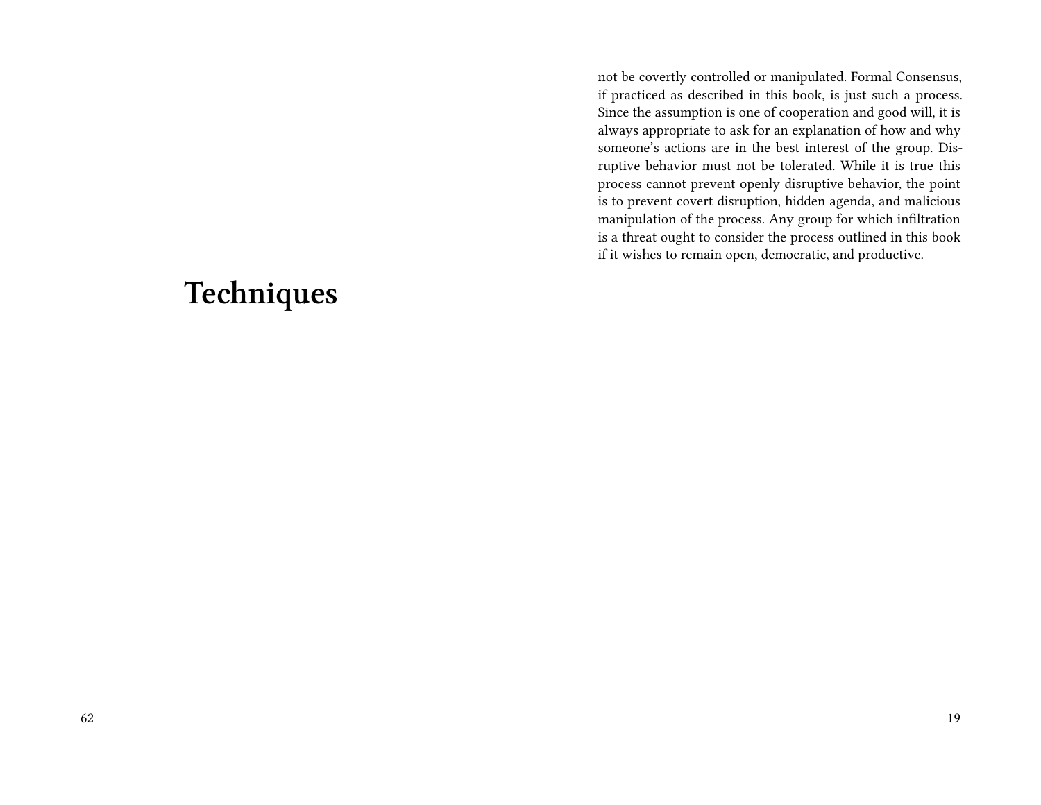# Techniques

not be covertly controlled or manipulated. Formal Consensus, if practiced as described in this book, is just such a process. Since the assumption is one of cooperation and good will, it is always appropriate to ask for an explanation of how and why someone's actions are in the best interest of the group. Disruptive behavior must not be tolerated. While it is true this process cannot prevent openly disruptive behavior, the point is to prevent covert disruption, hidden agenda, and malicious manipulation of the process. Any group for which infiltration is a threat ought to consider the process outlined in this book if it wishes to remain open, democratic, and productive.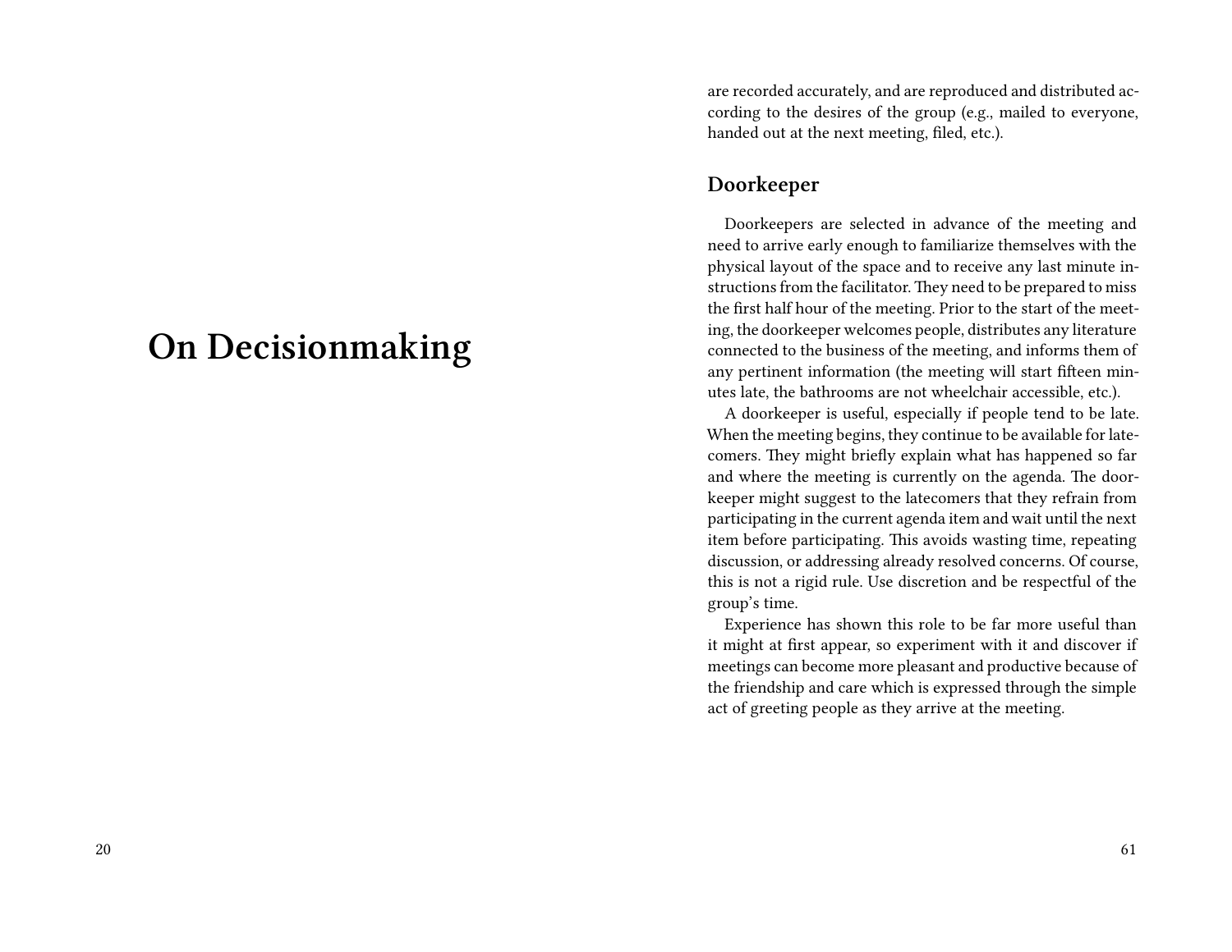# On Decisionmaking

are recorded accurately, and are reproduced and distributed according to the desires of the group (e.g., mailed to everyone, handed out at the next meeting, filed, etc.).

## Doorkeeper

Doorkeepers are selected in advance of the meeting and need to arrive early enough to familiarize themselves with the physical layout of the space and to receive any last minute instructions from the facilitator. They need to be prepared to miss the first half hour of the meeting. Prior to the start of the meeting, the doorkeeper welcomes people, distributes any literature connected to the business of the meeting, and informs them of any pertinent information (the meeting will start fifteen minutes late, the bathrooms are not wheelchair accessible, etc.).

A doorkeeper is useful, especially if people tend to be late. When the meeting begins, they continue to be available for latecomers. They might briefly explain what has happened so far and where the meeting is currently on the agenda. The doorkeeper might suggest to the latecomers that they refrain from participating in the current agenda item and wait until the next item before participating. This avoids wasting time, repeating discussion, or addressing already resolved concerns. Of course, this is not a rigid rule. Use discretion and be respectful of the group's time.

Experience has shown this role to be far more useful than it might at first appear, so experiment with it and discover if meetings can become more pleasant and productive because of the friendship and care which is expressed through the simple act of greeting people as they arrive at the meeting.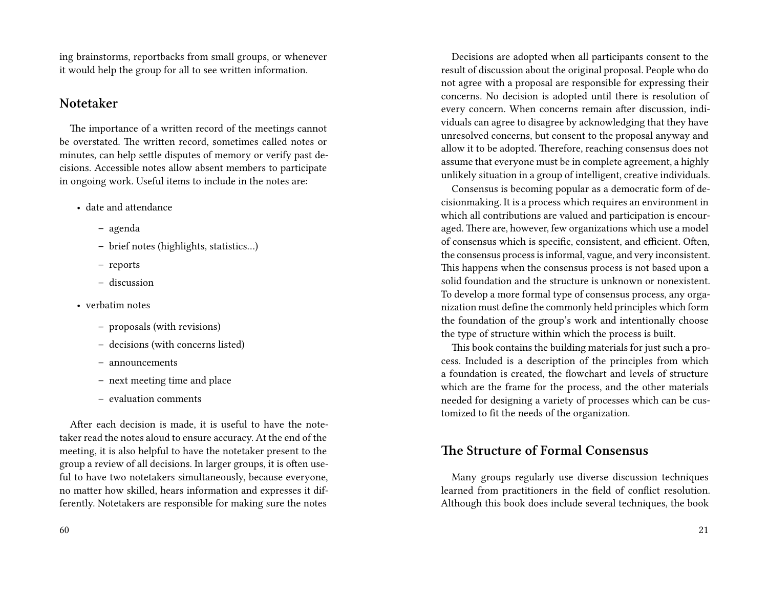ing brainstorms, reportbacks from small groups, or whenever it would help the group for all to see written information.

## Notetaker

The importance of a written record of the meetings cannot be overstated. The written record, sometimes called notes or minutes, can help settle disputes of memory or verify past decisions. Accessible notes allow absent members to participate in ongoing work. Useful items to include in the notes are:

- date and attendance
  - agenda
  - brief notes (highlights, statistics…)
  - reports
  - discussion
- verbatim notes
  - proposals (with revisions)
  - decisions (with concerns listed)
  - announcements
  - next meeting time and place
  - evaluation comments

After each decision is made, it is useful to have the notetaker read the notes aloud to ensure accuracy. At the end of the meeting, it is also helpful to have the notetaker present to the group a review of all decisions. In larger groups, it is often useful to have two notetakers simultaneously, because everyone, no matter how skilled, hears information and expresses it differently. Notetakers are responsible for making sure the notes

Decisions are adopted when all participants consent to the result of discussion about the original proposal. People who do not agree with a proposal are responsible for expressing their concerns. No decision is adopted until there is resolution of every concern. When concerns remain after discussion, individuals can agree to disagree by acknowledging that they have unresolved concerns, but consent to the proposal anyway and allow it to be adopted. Therefore, reaching consensus does not assume that everyone must be in complete agreement, a highly unlikely situation in a group of intelligent, creative individuals.

Consensus is becoming popular as a democratic form of decisionmaking. It is a process which requires an environment in which all contributions are valued and participation is encouraged. There are, however, few organizations which use a model of consensus which is specific, consistent, and efficient. Often, the consensus process is informal, vague, and very inconsistent. This happens when the consensus process is not based upon a solid foundation and the structure is unknown or nonexistent. To develop a more formal type of consensus process, any organization must define the commonly held principles which form the foundation of the group's work and intentionally choose the type of structure within which the process is built.

This book contains the building materials for just such a process. Included is a description of the principles from which a foundation is created, the flowchart and levels of structure which are the frame for the process, and the other materials needed for designing a variety of processes which can be customized to fit the needs of the organization.

## The Structure of Formal Consensus

Many groups regularly use diverse discussion techniques learned from practitioners in the field of conflict resolution. Although this book does include several techniques, the book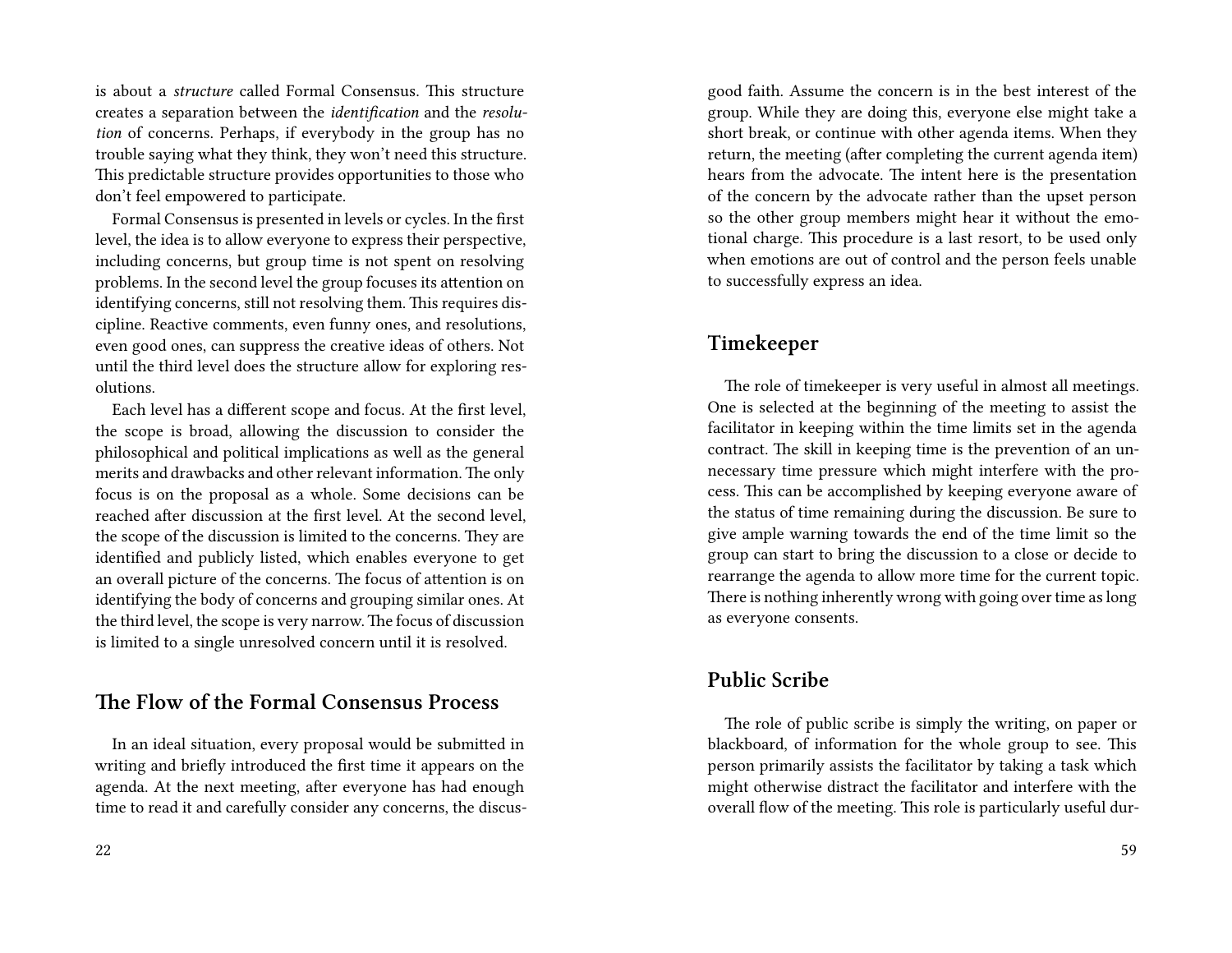is about a *structure* called Formal Consensus. This structure creates a separation between the *identification* and the *resolution* of concerns. Perhaps, if everybody in the group has no trouble saying what they think, they won't need this structure. This predictable structure provides opportunities to those who don't feel empowered to participate.

Formal Consensus is presented in levels or cycles. In the first level, the idea is to allow everyone to express their perspective, including concerns, but group time is not spent on resolving problems. In the second level the group focuses its attention on identifying concerns, still not resolving them. This requires discipline. Reactive comments, even funny ones, and resolutions, even good ones, can suppress the creative ideas of others. Not until the third level does the structure allow for exploring resolutions.

Each level has a different scope and focus. At the first level, the scope is broad, allowing the discussion to consider the philosophical and political implications as well as the general merits and drawbacks and other relevant information. The only focus is on the proposal as a whole. Some decisions can be reached after discussion at the first level. At the second level, the scope of the discussion is limited to the concerns. They are identified and publicly listed, which enables everyone to get an overall picture of the concerns. The focus of attention is on identifying the body of concerns and grouping similar ones. At the third level, the scope is very narrow. The focus of discussion is limited to a single unresolved concern until it is resolved.

## The Flow of the Formal Consensus Process

In an ideal situation, every proposal would be submitted in writing and briefly introduced the first time it appears on the agenda. At the next meeting, after everyone has had enough time to read it and carefully consider any concerns, the discus-

good faith. Assume the concern is in the best interest of the group. While they are doing this, everyone else might take a short break, or continue with other agenda items. When they return, the meeting (after completing the current agenda item) hears from the advocate. The intent here is the presentation of the concern by the advocate rather than the upset person so the other group members might hear it without the emotional charge. This procedure is a last resort, to be used only when emotions are out of control and the person feels unable to successfully express an idea.

## Timekeeper

The role of timekeeper is very useful in almost all meetings. One is selected at the beginning of the meeting to assist the facilitator in keeping within the time limits set in the agenda contract. The skill in keeping time is the prevention of an unnecessary time pressure which might interfere with the process. This can be accomplished by keeping everyone aware of the status of time remaining during the discussion. Be sure to give ample warning towards the end of the time limit so the group can start to bring the discussion to a close or decide to rearrange the agenda to allow more time for the current topic. There is nothing inherently wrong with going over time as long as everyone consents.

## Public Scribe

The role of public scribe is simply the writing, on paper or blackboard, of information for the whole group to see. This person primarily assists the facilitator by taking a task which might otherwise distract the facilitator and interfere with the overall flow of the meeting. This role is particularly useful dur-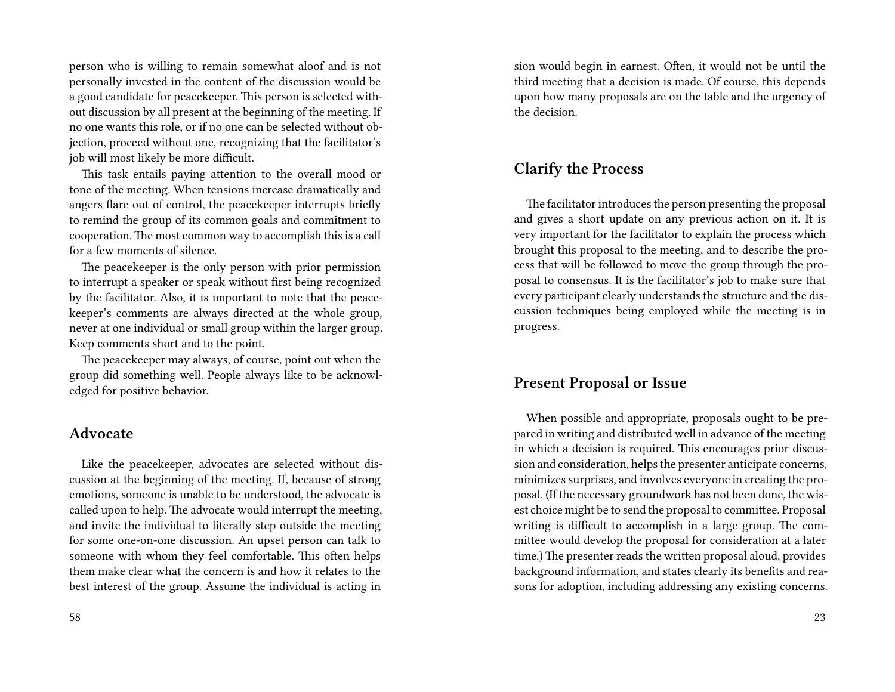person who is willing to remain somewhat aloof and is not personally invested in the content of the discussion would be a good candidate for peacekeeper. This person is selected without discussion by all present at the beginning of the meeting. If no one wants this role, or if no one can be selected without objection, proceed without one, recognizing that the facilitator's job will most likely be more difficult.

This task entails paying attention to the overall mood or tone of the meeting. When tensions increase dramatically and angers flare out of control, the peacekeeper interrupts briefly to remind the group of its common goals and commitment to cooperation. The most common way to accomplish this is a call for a few moments of silence.

The peacekeeper is the only person with prior permission to interrupt a speaker or speak without first being recognized by the facilitator. Also, it is important to note that the peacekeeper's comments are always directed at the whole group, never at one individual or small group within the larger group. Keep comments short and to the point.

The peacekeeper may always, of course, point out when the group did something well. People always like to be acknowledged for positive behavior.

## Advocate

Like the peacekeeper, advocates are selected without discussion at the beginning of the meeting. If, because of strong emotions, someone is unable to be understood, the advocate is called upon to help. The advocate would interrupt the meeting, and invite the individual to literally step outside the meeting for some one-on-one discussion. An upset person can talk to someone with whom they feel comfortable. This often helps them make clear what the concern is and how it relates to the best interest of the group. Assume the individual is acting in

sion would begin in earnest. Often, it would not be until the third meeting that a decision is made. Of course, this depends upon how many proposals are on the table and the urgency of the decision.

## Clarify the Process

The facilitator introduces the person presenting the proposal and gives a short update on any previous action on it. It is very important for the facilitator to explain the process which brought this proposal to the meeting, and to describe the process that will be followed to move the group through the proposal to consensus. It is the facilitator's job to make sure that every participant clearly understands the structure and the discussion techniques being employed while the meeting is in progress.

## Present Proposal or Issue

When possible and appropriate, proposals ought to be prepared in writing and distributed well in advance of the meeting in which a decision is required. This encourages prior discussion and consideration, helps the presenter anticipate concerns, minimizes surprises, and involves everyone in creating the proposal. (If the necessary groundwork has not been done, the wisest choice might be to send the proposal to committee. Proposal writing is difficult to accomplish in a large group. The committee would develop the proposal for consideration at a later time.) The presenter reads the written proposal aloud, provides background information, and states clearly its benefits and reasons for adoption, including addressing any existing concerns.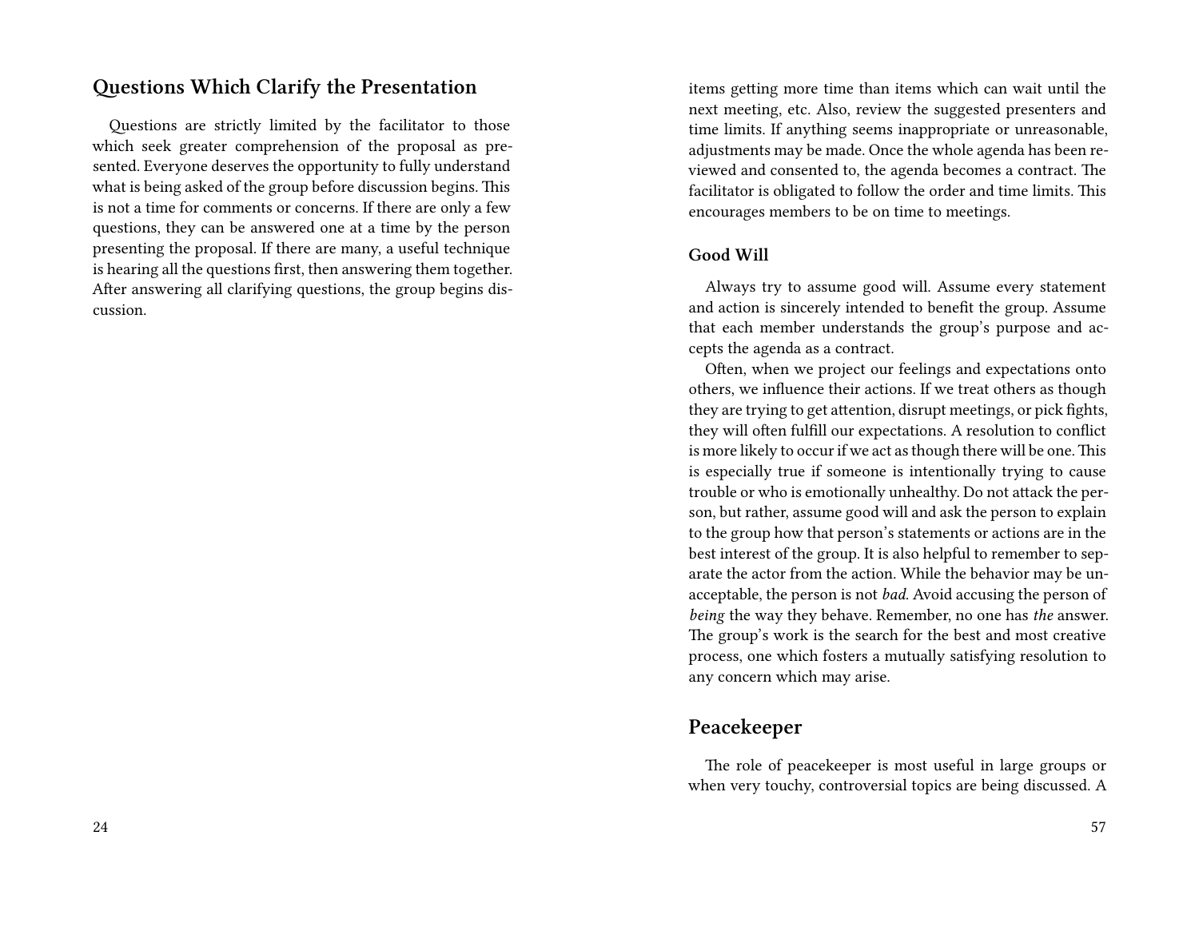## Questions Which Clarify the Presentation

Questions are strictly limited by the facilitator to those which seek greater comprehension of the proposal as presented. Everyone deserves the opportunity to fully understand what is being asked of the group before discussion begins. This is not a time for comments or concerns. If there are only a few questions, they can be answered one at a time by the person presenting the proposal. If there are many, a useful technique is hearing all the questions first, then answering them together. After answering all clarifying questions, the group begins discussion.

items getting more time than items which can wait until the next meeting, etc. Also, review the suggested presenters and time limits. If anything seems inappropriate or unreasonable, adjustments may be made. Once the whole agenda has been reviewed and consented to, the agenda becomes a contract. The facilitator is obligated to follow the order and time limits. This encourages members to be on time to meetings.

### Good Will

Always try to assume good will. Assume every statement and action is sincerely intended to benefit the group. Assume that each member understands the group's purpose and accepts the agenda as a contract.

Often, when we project our feelings and expectations onto others, we influence their actions. If we treat others as though they are trying to get attention, disrupt meetings, or pick fights, they will often fulfill our expectations. A resolution to conflict is more likely to occur if we act as though there will be one. This is especially true if someone is intentionally trying to cause trouble or who is emotionally unhealthy. Do not attack the person, but rather, assume good will and ask the person to explain to the group how that person's statements or actions are in the best interest of the group. It is also helpful to remember to separate the actor from the action. While the behavior may be unacceptable, the person is not *bad*. Avoid accusing the person of *being* the way they behave. Remember, no one has *the* answer. The group's work is the search for the best and most creative process, one which fosters a mutually satisfying resolution to any concern which may arise.

## Peacekeeper

The role of peacekeeper is most useful in large groups or when very touchy, controversial topics are being discussed. A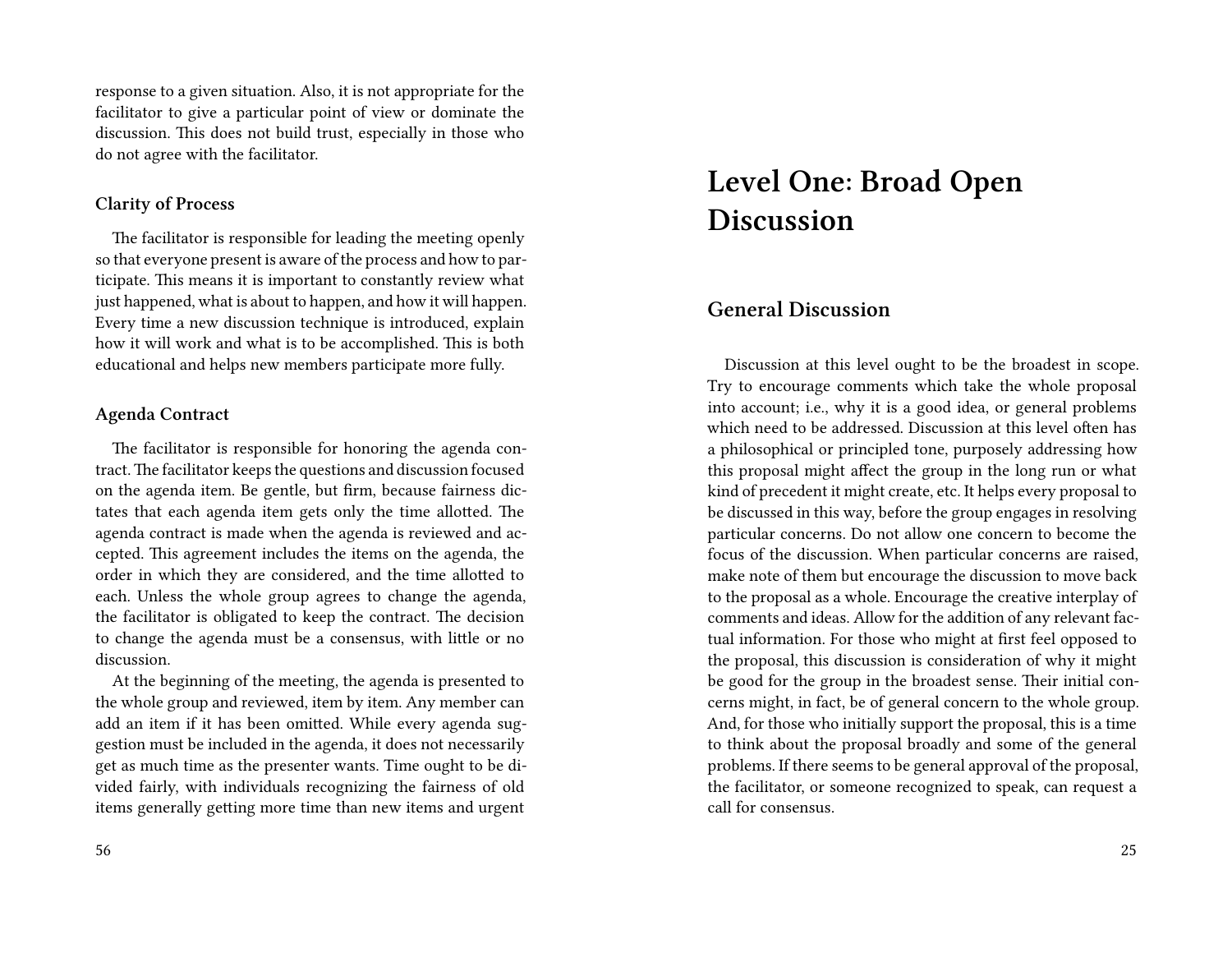response to a given situation. Also, it is not appropriate for the facilitator to give a particular point of view or dominate the discussion. This does not build trust, especially in those who do not agree with the facilitator.

### Clarity of Process

The facilitator is responsible for leading the meeting openly so that everyone present is aware of the process and how to participate. This means it is important to constantly review what just happened, what is about to happen, and how it will happen. Every time a new discussion technique is introduced, explain how it will work and what is to be accomplished. This is both educational and helps new members participate more fully.

### Agenda Contract

The facilitator is responsible for honoring the agenda contract. The facilitator keeps the questions and discussion focused on the agenda item. Be gentle, but firm, because fairness dictates that each agenda item gets only the time allotted. The agenda contract is made when the agenda is reviewed and accepted. This agreement includes the items on the agenda, the order in which they are considered, and the time allotted to each. Unless the whole group agrees to change the agenda, the facilitator is obligated to keep the contract. The decision to change the agenda must be a consensus, with little or no discussion.

At the beginning of the meeting, the agenda is presented to the whole group and reviewed, item by item. Any member can add an item if it has been omitted. While every agenda suggestion must be included in the agenda, it does not necessarily get as much time as the presenter wants. Time ought to be divided fairly, with individuals recognizing the fairness of old items generally getting more time than new items and urgent

# Level One: Broad Open Discussion

## General Discussion

Discussion at this level ought to be the broadest in scope. Try to encourage comments which take the whole proposal into account; i.e., why it is a good idea, or general problems which need to be addressed. Discussion at this level often has a philosophical or principled tone, purposely addressing how this proposal might affect the group in the long run or what kind of precedent it might create, etc. It helps every proposal to be discussed in this way, before the group engages in resolving particular concerns. Do not allow one concern to become the focus of the discussion. When particular concerns are raised, make note of them but encourage the discussion to move back to the proposal as a whole. Encourage the creative interplay of comments and ideas. Allow for the addition of any relevant factual information. For those who might at first feel opposed to the proposal, this discussion is consideration of why it might be good for the group in the broadest sense. Their initial concerns might, in fact, be of general concern to the whole group. And, for those who initially support the proposal, this is a time to think about the proposal broadly and some of the general problems. If there seems to be general approval of the proposal, the facilitator, or someone recognized to speak, can request a call for consensus.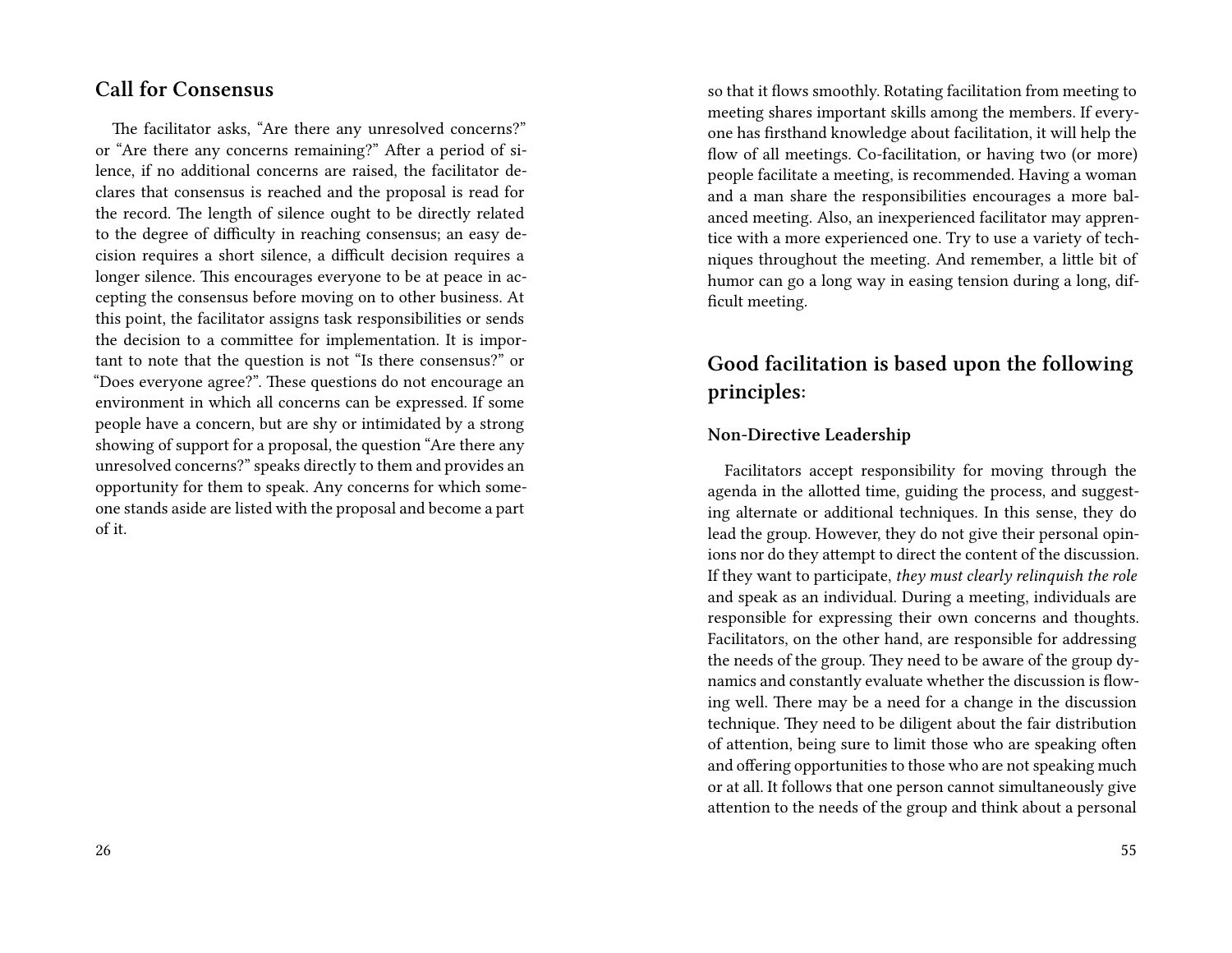## Call for Consensus

The facilitator asks, "Are there any unresolved concerns?" or "Are there any concerns remaining?" After a period of silence, if no additional concerns are raised, the facilitator declares that consensus is reached and the proposal is read for the record. The length of silence ought to be directly related to the degree of difficulty in reaching consensus; an easy decision requires a short silence, a difficult decision requires a longer silence. This encourages everyone to be at peace in accepting the consensus before moving on to other business. At this point, the facilitator assigns task responsibilities or sends the decision to a committee for implementation. It is important to note that the question is not "Is there consensus?" or "Does everyone agree?". These questions do not encourage an environment in which all concerns can be expressed. If some people have a concern, but are shy or intimidated by a strong showing of support for a proposal, the question "Are there any unresolved concerns?" speaks directly to them and provides an opportunity for them to speak. Any concerns for which someone stands aside are listed with the proposal and become a part of it.

so that it flows smoothly. Rotating facilitation from meeting to meeting shares important skills among the members. If everyone has firsthand knowledge about facilitation, it will help the flow of all meetings. Co-facilitation, or having two (or more) people facilitate a meeting, is recommended. Having a woman and a man share the responsibilities encourages a more balanced meeting. Also, an inexperienced facilitator may apprentice with a more experienced one. Try to use a variety of techniques throughout the meeting. And remember, a little bit of humor can go a long way in easing tension during a long, difficult meeting.

## Good facilitation is based upon the following principles:

### Non-Directive Leadership

Facilitators accept responsibility for moving through the agenda in the allotted time, guiding the process, and suggesting alternate or additional techniques. In this sense, they do lead the group. However, they do not give their personal opinions nor do they attempt to direct the content of the discussion. If they want to participate, *they must clearly relinquish the role* and speak as an individual. During a meeting, individuals are responsible for expressing their own concerns and thoughts. Facilitators, on the other hand, are responsible for addressing the needs of the group. They need to be aware of the group dynamics and constantly evaluate whether the discussion is flowing well. There may be a need for a change in the discussion technique. They need to be diligent about the fair distribution of attention, being sure to limit those who are speaking often and offering opportunities to those who are not speaking much or at all. It follows that one person cannot simultaneously give attention to the needs of the group and think about a personal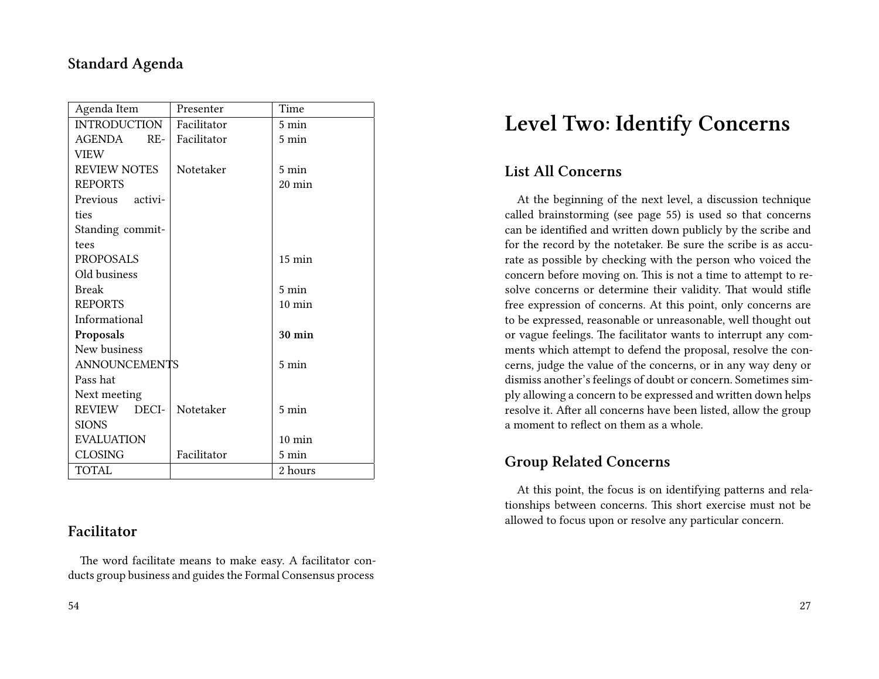## Standard Agenda

| Agenda Item | Presenter | Time |
|---|---|---|
| INTRODUCTION | Facilitator | 5 min |
| AGENDA REVIEW | Facilitator | 5 min |
| REVIEW NOTES | Notetaker | 5 min |
| REPORTS | | 20 min |
| Previous activities | | |
| Standing committees | | |
| PROPOSALS | | 15 min |
| Old business | | |
| Break | | 5 min |
| REPORTS | | 10 min |
| Informational | | |
| **Proposals** | | **30 min** |
| New business | | |
| ANNOUNCEMENTS | | 5 min |
| Pass hat | | |
| Next meeting | | |
| REVIEW DECISIONS | Notetaker | 5 min |
| EVALUATION | | 10 min |
| CLOSING | Facilitator | 5 min |
| TOTAL | | 2 hours |

## Facilitator

The word facilitate means to make easy. A facilitator conducts group business and guides the Formal Consensus process

# Level Two: Identify Concerns

## List All Concerns

At the beginning of the next level, a discussion technique called brainstorming (see page 55) is used so that concerns can be identified and written down publicly by the scribe and for the record by the notetaker. Be sure the scribe is as accurate as possible by checking with the person who voiced the concern before moving on. This is not a time to attempt to resolve concerns or determine their validity. That would stifle free expression of concerns. At this point, only concerns are to be expressed, reasonable or unreasonable, well thought out or vague feelings. The facilitator wants to interrupt any comments which attempt to defend the proposal, resolve the concerns, judge the value of the concerns, or in any way deny or dismiss another's feelings of doubt or concern. Sometimes simply allowing a concern to be expressed and written down helps resolve it. After all concerns have been listed, allow the group a moment to reflect on them as a whole.

## Group Related Concerns

At this point, the focus is on identifying patterns and relationships between concerns. This short exercise must not be allowed to focus upon or resolve any particular concern.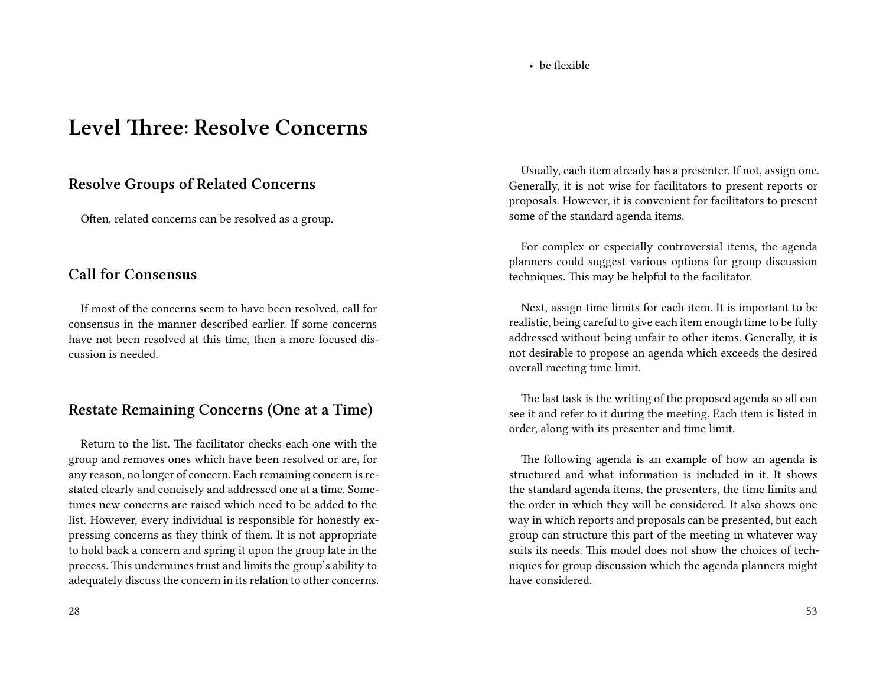## Level Three: Resolve Concerns

### Resolve Groups of Related Concerns

Often, related concerns can be resolved as a group.

### Call for Consensus

If most of the concerns seem to have been resolved, call for consensus in the manner described earlier. If some concerns have not been resolved at this time, then a more focused discussion is needed.

### Restate Remaining Concerns (One at a Time)

Return to the list. The facilitator checks each one with the group and removes ones which have been resolved or are, for any reason, no longer of concern. Each remaining concern is restated clearly and concisely and addressed one at a time. Sometimes new concerns are raised which need to be added to the list. However, every individual is responsible for honestly expressing concerns as they think of them. It is not appropriate to hold back a concern and spring it upon the group late in the process. This undermines trust and limits the group's ability to adequately discuss the concern in its relation to other concerns.

- be flexible

Usually, each item already has a presenter. If not, assign one. Generally, it is not wise for facilitators to present reports or proposals. However, it is convenient for facilitators to present some of the standard agenda items.

For complex or especially controversial items, the agenda planners could suggest various options for group discussion techniques. This may be helpful to the facilitator.

Next, assign time limits for each item. It is important to be realistic, being careful to give each item enough time to be fully addressed without being unfair to other items. Generally, it is not desirable to propose an agenda which exceeds the desired overall meeting time limit.

The last task is the writing of the proposed agenda so all can see it and refer to it during the meeting. Each item is listed in order, along with its presenter and time limit.

The following agenda is an example of how an agenda is structured and what information is included in it. It shows the standard agenda items, the presenters, the time limits and the order in which they will be considered. It also shows one way in which reports and proposals can be presented, but each group can structure this part of the meeting in whatever way suits its needs. This model does not show the choices of techniques for group discussion which the agenda planners might have considered.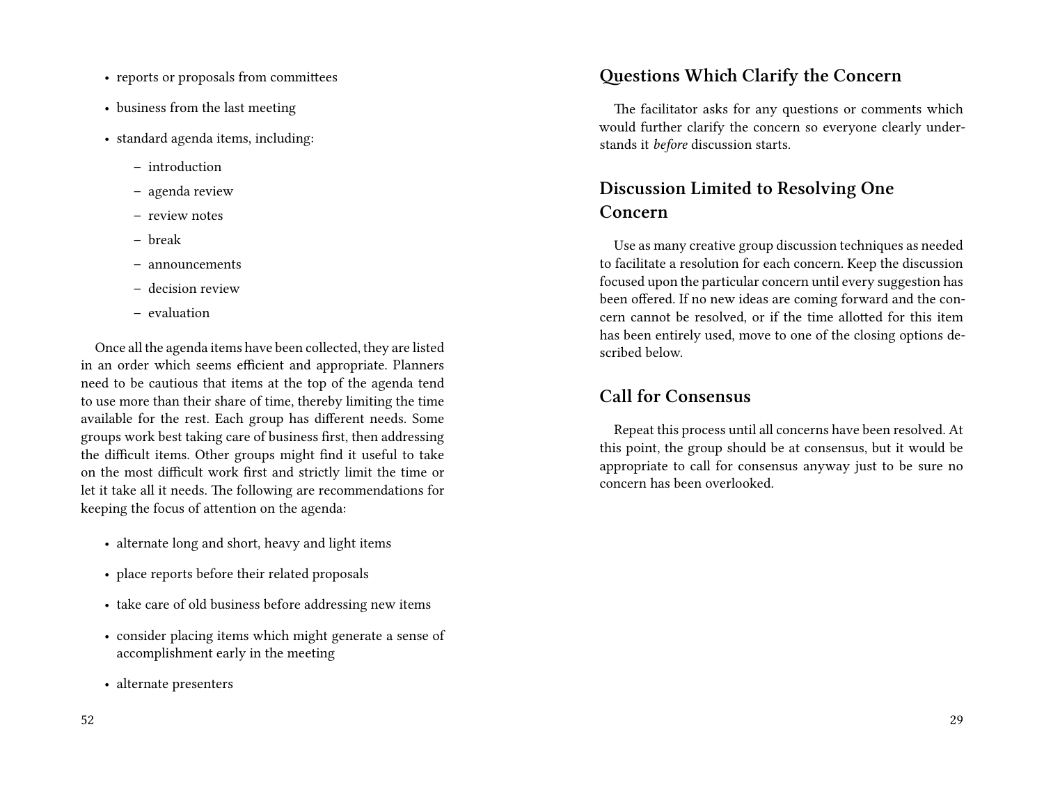- reports or proposals from committees
- business from the last meeting
- standard agenda items, including:
  - introduction
  - agenda review
  - review notes
  - break
  - announcements
  - decision review
  - evaluation

Once all the agenda items have been collected, they are listed in an order which seems efficient and appropriate. Planners need to be cautious that items at the top of the agenda tend to use more than their share of time, thereby limiting the time available for the rest. Each group has different needs. Some groups work best taking care of business first, then addressing the difficult items. Other groups might find it useful to take on the most difficult work first and strictly limit the time or let it take all it needs. The following are recommendations for keeping the focus of attention on the agenda:

- alternate long and short, heavy and light items
- place reports before their related proposals
- take care of old business before addressing new items
- consider placing items which might generate a sense of accomplishment early in the meeting
- alternate presenters

## Questions Which Clarify the Concern

The facilitator asks for any questions or comments which would further clarify the concern so everyone clearly understands it *before* discussion starts.

## Discussion Limited to Resolving One Concern

Use as many creative group discussion techniques as needed to facilitate a resolution for each concern. Keep the discussion focused upon the particular concern until every suggestion has been offered. If no new ideas are coming forward and the concern cannot be resolved, or if the time allotted for this item has been entirely used, move to one of the closing options described below.

## Call for Consensus

Repeat this process until all concerns have been resolved. At this point, the group should be at consensus, but it would be appropriate to call for consensus anyway just to be sure no concern has been overlooked.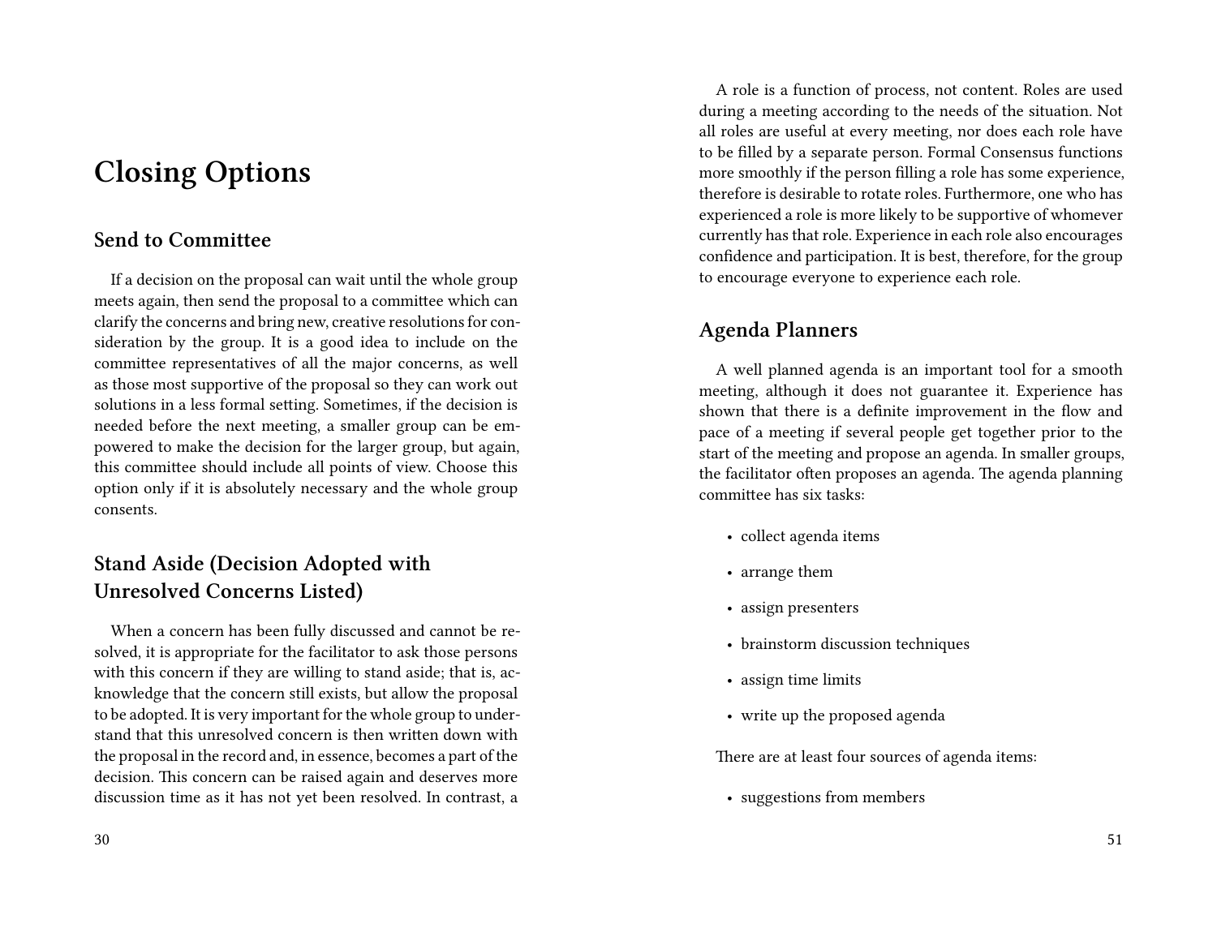# Closing Options

## Send to Committee

If a decision on the proposal can wait until the whole group meets again, then send the proposal to a committee which can clarify the concerns and bring new, creative resolutions for consideration by the group. It is a good idea to include on the committee representatives of all the major concerns, as well as those most supportive of the proposal so they can work out solutions in a less formal setting. Sometimes, if the decision is needed before the next meeting, a smaller group can be empowered to make the decision for the larger group, but again, this committee should include all points of view. Choose this option only if it is absolutely necessary and the whole group consents.

## Stand Aside (Decision Adopted with Unresolved Concerns Listed)

When a concern has been fully discussed and cannot be resolved, it is appropriate for the facilitator to ask those persons with this concern if they are willing to stand aside; that is, acknowledge that the concern still exists, but allow the proposal to be adopted. It is very important for the whole group to understand that this unresolved concern is then written down with the proposal in the record and, in essence, becomes a part of the decision. This concern can be raised again and deserves more discussion time as it has not yet been resolved. In contrast, a

A role is a function of process, not content. Roles are used during a meeting according to the needs of the situation. Not all roles are useful at every meeting, nor does each role have to be filled by a separate person. Formal Consensus functions more smoothly if the person filling a role has some experience, therefore is desirable to rotate roles. Furthermore, one who has experienced a role is more likely to be supportive of whomever currently has that role. Experience in each role also encourages confidence and participation. It is best, therefore, for the group to encourage everyone to experience each role.

## Agenda Planners

A well planned agenda is an important tool for a smooth meeting, although it does not guarantee it. Experience has shown that there is a definite improvement in the flow and pace of a meeting if several people get together prior to the start of the meeting and propose an agenda. In smaller groups, the facilitator often proposes an agenda. The agenda planning committee has six tasks:

- collect agenda items
- arrange them
- assign presenters
- brainstorm discussion techniques
- assign time limits
- write up the proposed agenda

There are at least four sources of agenda items:

- suggestions from members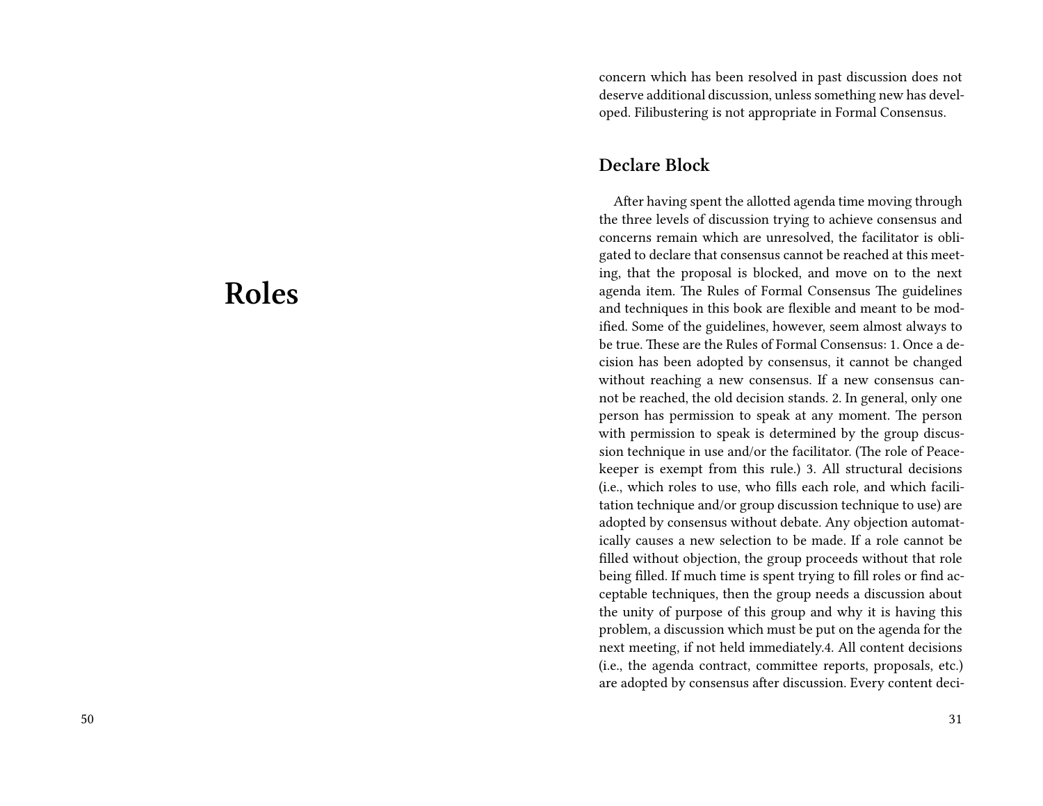# Roles

concern which has been resolved in past discussion does not deserve additional discussion, unless something new has developed. Filibustering is not appropriate in Formal Consensus.

### Declare Block

After having spent the allotted agenda time moving through the three levels of discussion trying to achieve consensus and concerns remain which are unresolved, the facilitator is obligated to declare that consensus cannot be reached at this meeting, that the proposal is blocked, and move on to the next agenda item. The Rules of Formal Consensus The guidelines and techniques in this book are flexible and meant to be modified. Some of the guidelines, however, seem almost always to be true. These are the Rules of Formal Consensus: 1. Once a decision has been adopted by consensus, it cannot be changed without reaching a new consensus. If a new consensus cannot be reached, the old decision stands. 2. In general, only one person has permission to speak at any moment. The person with permission to speak is determined by the group discussion technique in use and/or the facilitator. (The role of Peacekeeper is exempt from this rule.) 3. All structural decisions (i.e., which roles to use, who fills each role, and which facilitation technique and/or group discussion technique to use) are adopted by consensus without debate. Any objection automatically causes a new selection to be made. If a role cannot be filled without objection, the group proceeds without that role being filled. If much time is spent trying to fill roles or find acceptable techniques, then the group needs a discussion about the unity of purpose of this group and why it is having this problem, a discussion which must be put on the agenda for the next meeting, if not held immediately.4. All content decisions (i.e., the agenda contract, committee reports, proposals, etc.) are adopted by consensus after discussion. Every content deci-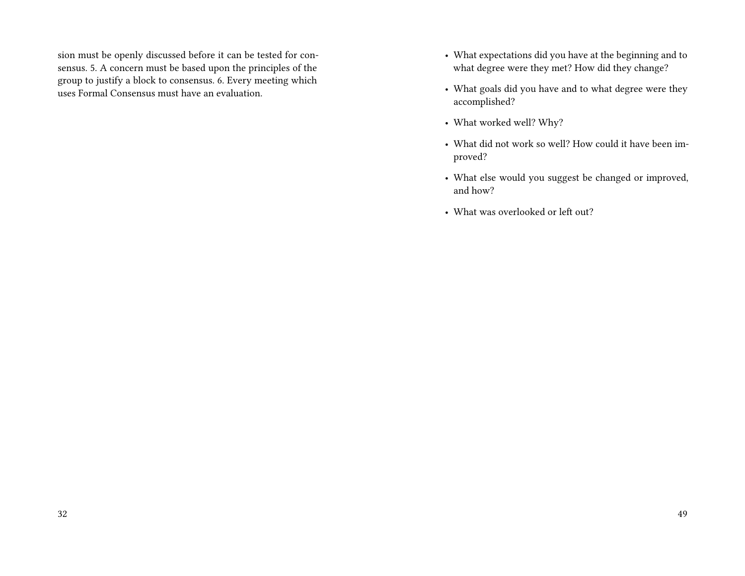sion must be openly discussed before it can be tested for consensus. 5. A concern must be based upon the principles of the group to justify a block to consensus. 6. Every meeting which uses Formal Consensus must have an evaluation.

- What expectations did you have at the beginning and to what degree were they met? How did they change?
- What goals did you have and to what degree were they accomplished?
- What worked well? Why?
- What did not work so well? How could it have been improved?
- What else would you suggest be changed or improved, and how?
- What was overlooked or left out?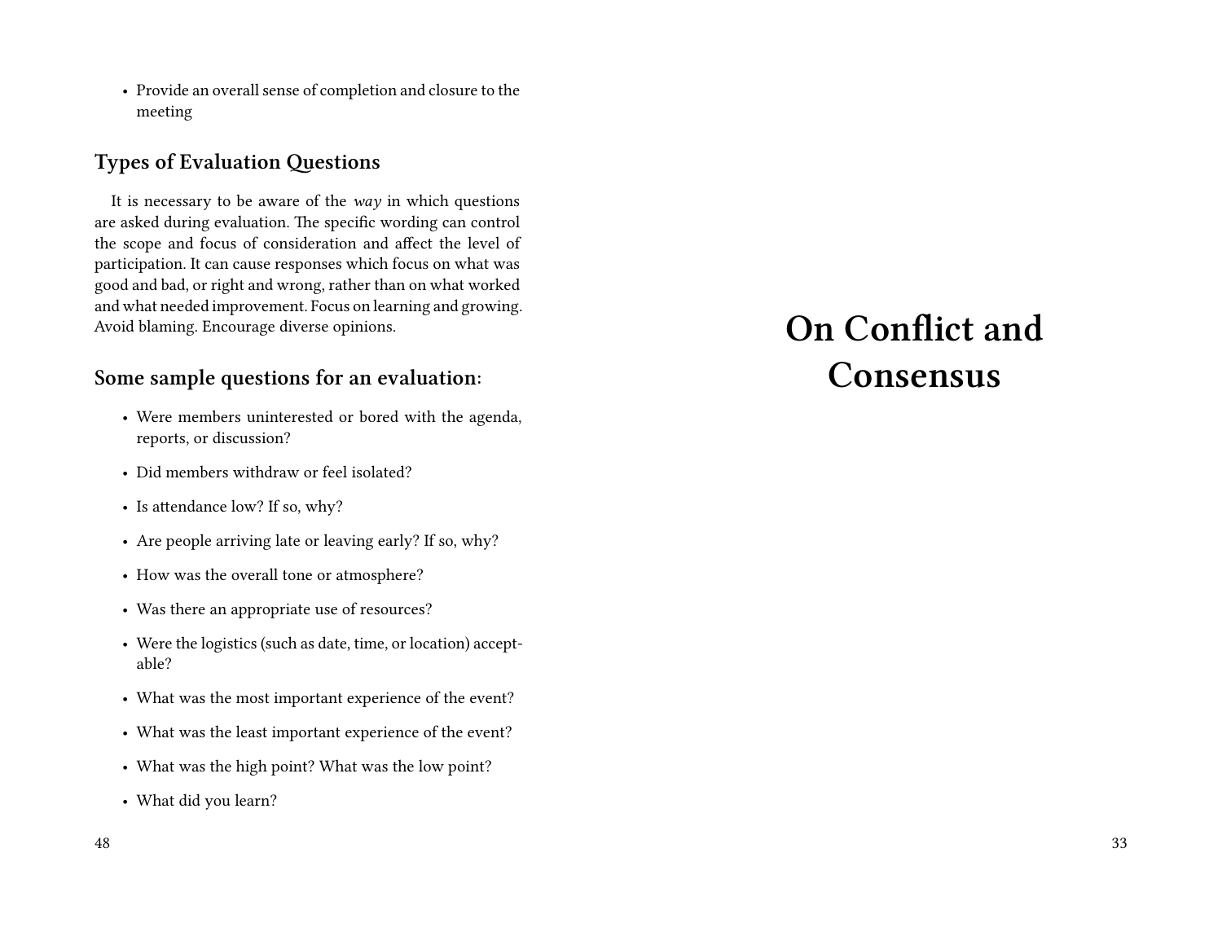- Provide an overall sense of completion and closure to the meeting

### Types of Evaluation Questions

It is necessary to be aware of the *way* in which questions are asked during evaluation. The specific wording can control the scope and focus of consideration and affect the level of participation. It can cause responses which focus on what was good and bad, or right and wrong, rather than on what worked and what needed improvement. Focus on learning and growing. Avoid blaming. Encourage diverse opinions.

### Some sample questions for an evaluation:

- Were members uninterested or bored with the agenda, reports, or discussion?
- Did members withdraw or feel isolated?
- Is attendance low? If so, why?
- Are people arriving late or leaving early? If so, why?
- How was the overall tone or atmosphere?
- Was there an appropriate use of resources?
- Were the logistics (such as date, time, or location) acceptable?
- What was the most important experience of the event?
- What was the least important experience of the event?
- What was the high point? What was the low point?
- What did you learn?

# On Conflict and Consensus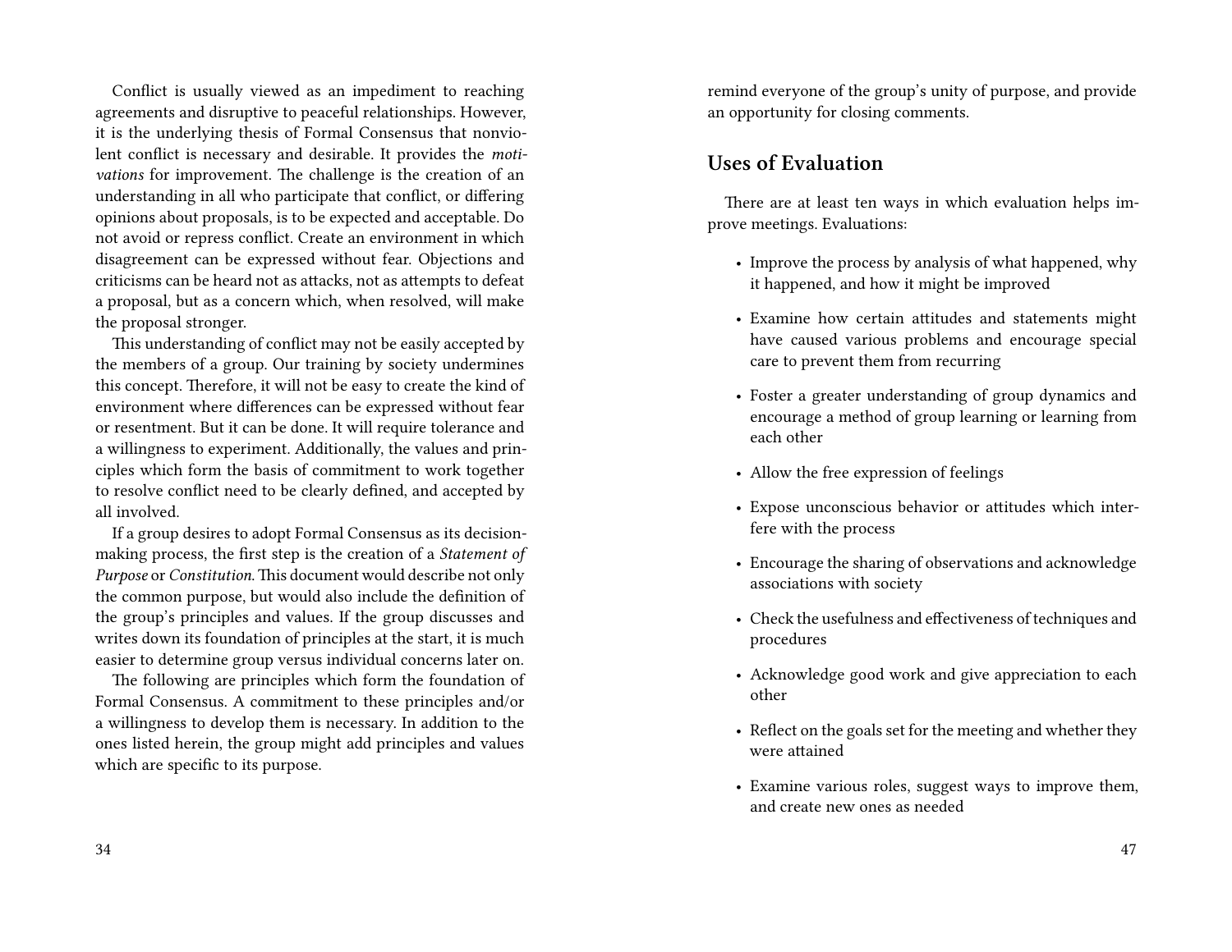Conflict is usually viewed as an impediment to reaching agreements and disruptive to peaceful relationships. However, it is the underlying thesis of Formal Consensus that nonviolent conflict is necessary and desirable. It provides the *motivations* for improvement. The challenge is the creation of an understanding in all who participate that conflict, or differing opinions about proposals, is to be expected and acceptable. Do not avoid or repress conflict. Create an environment in which disagreement can be expressed without fear. Objections and criticisms can be heard not as attacks, not as attempts to defeat a proposal, but as a concern which, when resolved, will make the proposal stronger.

This understanding of conflict may not be easily accepted by the members of a group. Our training by society undermines this concept. Therefore, it will not be easy to create the kind of environment where differences can be expressed without fear or resentment. But it can be done. It will require tolerance and a willingness to experiment. Additionally, the values and principles which form the basis of commitment to work together to resolve conflict need to be clearly defined, and accepted by all involved.

If a group desires to adopt Formal Consensus as its decision-making process, the first step is the creation of a *Statement of Purpose* or *Constitution.* This document would describe not only the common purpose, but would also include the definition of the group's principles and values. If the group discusses and writes down its foundation of principles at the start, it is much easier to determine group versus individual concerns later on.

The following are principles which form the foundation of Formal Consensus. A commitment to these principles and/or a willingness to develop them is necessary. In addition to the ones listed herein, the group might add principles and values which are specific to its purpose.

remind everyone of the group's unity of purpose, and provide an opportunity for closing comments.

## Uses of Evaluation

There are at least ten ways in which evaluation helps improve meetings. Evaluations:

- Improve the process by analysis of what happened, why it happened, and how it might be improved
- Examine how certain attitudes and statements might have caused various problems and encourage special care to prevent them from recurring
- Foster a greater understanding of group dynamics and encourage a method of group learning or learning from each other
- Allow the free expression of feelings
- Expose unconscious behavior or attitudes which interfere with the process
- Encourage the sharing of observations and acknowledge associations with society
- Check the usefulness and effectiveness of techniques and procedures
- Acknowledge good work and give appreciation to each other
- Reflect on the goals set for the meeting and whether they were attained
- Examine various roles, suggest ways to improve them, and create new ones as needed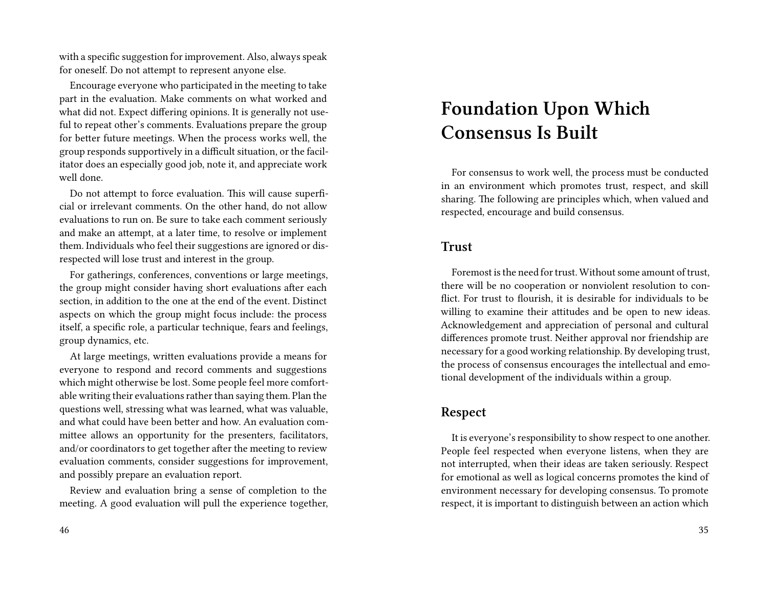with a specific suggestion for improvement. Also, always speak for oneself. Do not attempt to represent anyone else.

Encourage everyone who participated in the meeting to take part in the evaluation. Make comments on what worked and what did not. Expect differing opinions. It is generally not useful to repeat other's comments. Evaluations prepare the group for better future meetings. When the process works well, the group responds supportively in a difficult situation, or the facilitator does an especially good job, note it, and appreciate work well done.

Do not attempt to force evaluation. This will cause superficial or irrelevant comments. On the other hand, do not allow evaluations to run on. Be sure to take each comment seriously and make an attempt, at a later time, to resolve or implement them. Individuals who feel their suggestions are ignored or disrespected will lose trust and interest in the group.

For gatherings, conferences, conventions or large meetings, the group might consider having short evaluations after each section, in addition to the one at the end of the event. Distinct aspects on which the group might focus include: the process itself, a specific role, a particular technique, fears and feelings, group dynamics, etc.

At large meetings, written evaluations provide a means for everyone to respond and record comments and suggestions which might otherwise be lost. Some people feel more comfortable writing their evaluations rather than saying them. Plan the questions well, stressing what was learned, what was valuable, and what could have been better and how. An evaluation committee allows an opportunity for the presenters, facilitators, and/or coordinators to get together after the meeting to review evaluation comments, consider suggestions for improvement, and possibly prepare an evaluation report.

Review and evaluation bring a sense of completion to the meeting. A good evaluation will pull the experience together,

# Foundation Upon Which Consensus Is Built

For consensus to work well, the process must be conducted in an environment which promotes trust, respect, and skill sharing. The following are principles which, when valued and respected, encourage and build consensus.

## Trust

Foremost is the need for trust. Without some amount of trust, there will be no cooperation or nonviolent resolution to conflict. For trust to flourish, it is desirable for individuals to be willing to examine their attitudes and be open to new ideas. Acknowledgement and appreciation of personal and cultural differences promote trust. Neither approval nor friendship are necessary for a good working relationship. By developing trust, the process of consensus encourages the intellectual and emotional development of the individuals within a group.

## Respect

It is everyone's responsibility to show respect to one another. People feel respected when everyone listens, when they are not interrupted, when their ideas are taken seriously. Respect for emotional as well as logical concerns promotes the kind of environment necessary for developing consensus. To promote respect, it is important to distinguish between an action which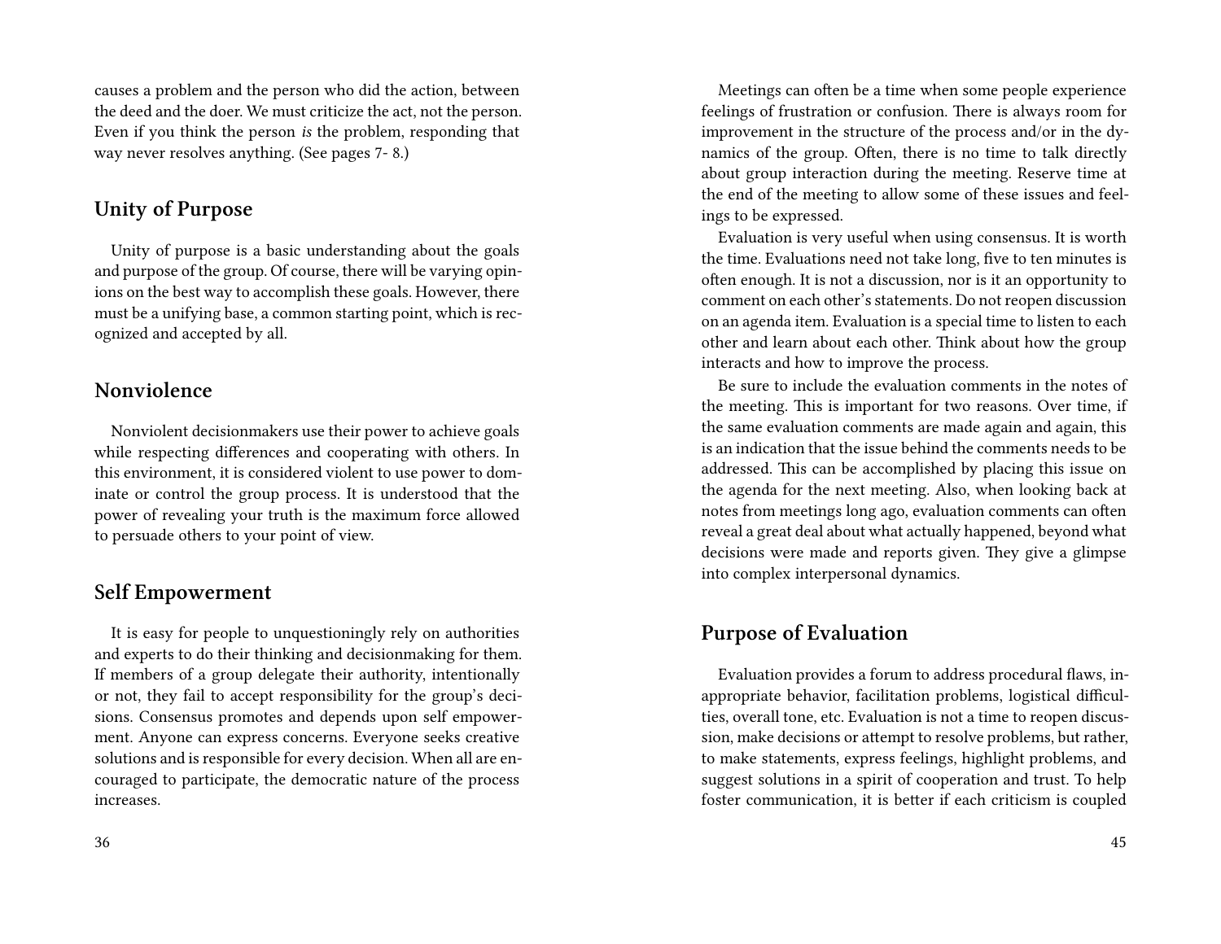causes a problem and the person who did the action, between the deed and the doer. We must criticize the act, not the person. Even if you think the person *is* the problem, responding that way never resolves anything. (See pages 7- 8.)

## Unity of Purpose

Unity of purpose is a basic understanding about the goals and purpose of the group. Of course, there will be varying opinions on the best way to accomplish these goals. However, there must be a unifying base, a common starting point, which is recognized and accepted by all.

## Nonviolence

Nonviolent decisionmakers use their power to achieve goals while respecting differences and cooperating with others. In this environment, it is considered violent to use power to dominate or control the group process. It is understood that the power of revealing your truth is the maximum force allowed to persuade others to your point of view.

## Self Empowerment

It is easy for people to unquestioningly rely on authorities and experts to do their thinking and decisionmaking for them. If members of a group delegate their authority, intentionally or not, they fail to accept responsibility for the group's decisions. Consensus promotes and depends upon self empowerment. Anyone can express concerns. Everyone seeks creative solutions and is responsible for every decision. When all are encouraged to participate, the democratic nature of the process increases.

Meetings can often be a time when some people experience feelings of frustration or confusion. There is always room for improvement in the structure of the process and/or in the dynamics of the group. Often, there is no time to talk directly about group interaction during the meeting. Reserve time at the end of the meeting to allow some of these issues and feelings to be expressed.

Evaluation is very useful when using consensus. It is worth the time. Evaluations need not take long, five to ten minutes is often enough. It is not a discussion, nor is it an opportunity to comment on each other's statements. Do not reopen discussion on an agenda item. Evaluation is a special time to listen to each other and learn about each other. Think about how the group interacts and how to improve the process.

Be sure to include the evaluation comments in the notes of the meeting. This is important for two reasons. Over time, if the same evaluation comments are made again and again, this is an indication that the issue behind the comments needs to be addressed. This can be accomplished by placing this issue on the agenda for the next meeting. Also, when looking back at notes from meetings long ago, evaluation comments can often reveal a great deal about what actually happened, beyond what decisions were made and reports given. They give a glimpse into complex interpersonal dynamics.

## Purpose of Evaluation

Evaluation provides a forum to address procedural flaws, inappropriate behavior, facilitation problems, logistical difficulties, overall tone, etc. Evaluation is not a time to reopen discussion, make decisions or attempt to resolve problems, but rather, to make statements, express feelings, highlight problems, and suggest solutions in a spirit of cooperation and trust. To help foster communication, it is better if each criticism is coupled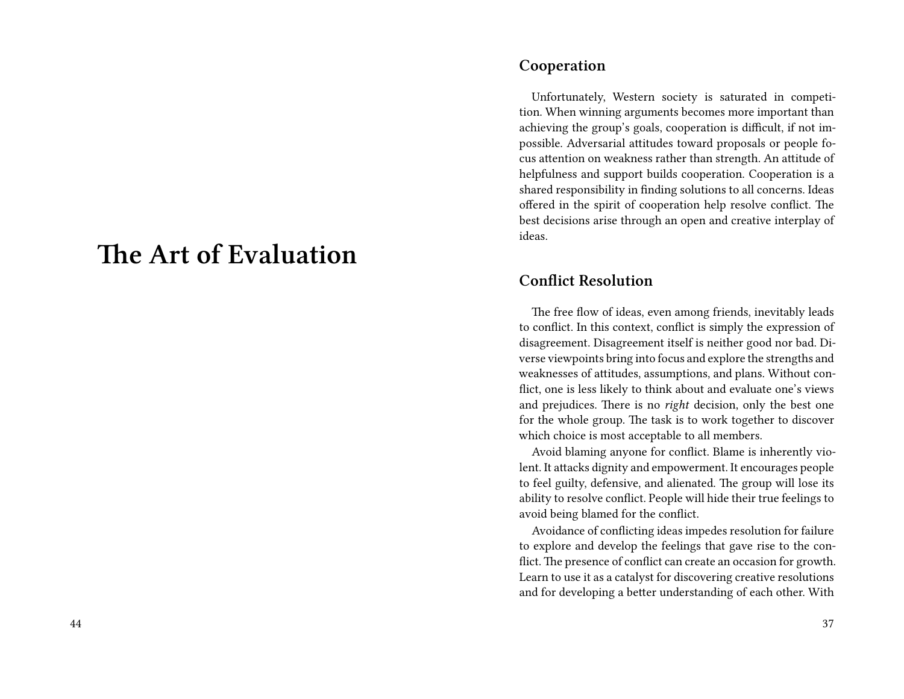# The Art of Evaluation

## Cooperation

Unfortunately, Western society is saturated in competition. When winning arguments becomes more important than achieving the group's goals, cooperation is difficult, if not impossible. Adversarial attitudes toward proposals or people focus attention on weakness rather than strength. An attitude of helpfulness and support builds cooperation. Cooperation is a shared responsibility in finding solutions to all concerns. Ideas offered in the spirit of cooperation help resolve conflict. The best decisions arise through an open and creative interplay of ideas.

## Conflict Resolution

The free flow of ideas, even among friends, inevitably leads to conflict. In this context, conflict is simply the expression of disagreement. Disagreement itself is neither good nor bad. Diverse viewpoints bring into focus and explore the strengths and weaknesses of attitudes, assumptions, and plans. Without conflict, one is less likely to think about and evaluate one's views and prejudices. There is no *right* decision, only the best one for the whole group. The task is to work together to discover which choice is most acceptable to all members.

Avoid blaming anyone for conflict. Blame is inherently violent. It attacks dignity and empowerment. It encourages people to feel guilty, defensive, and alienated. The group will lose its ability to resolve conflict. People will hide their true feelings to avoid being blamed for the conflict.

Avoidance of conflicting ideas impedes resolution for failure to explore and develop the feelings that gave rise to the conflict. The presence of conflict can create an occasion for growth. Learn to use it as a catalyst for discovering creative resolutions and for developing a better understanding of each other. With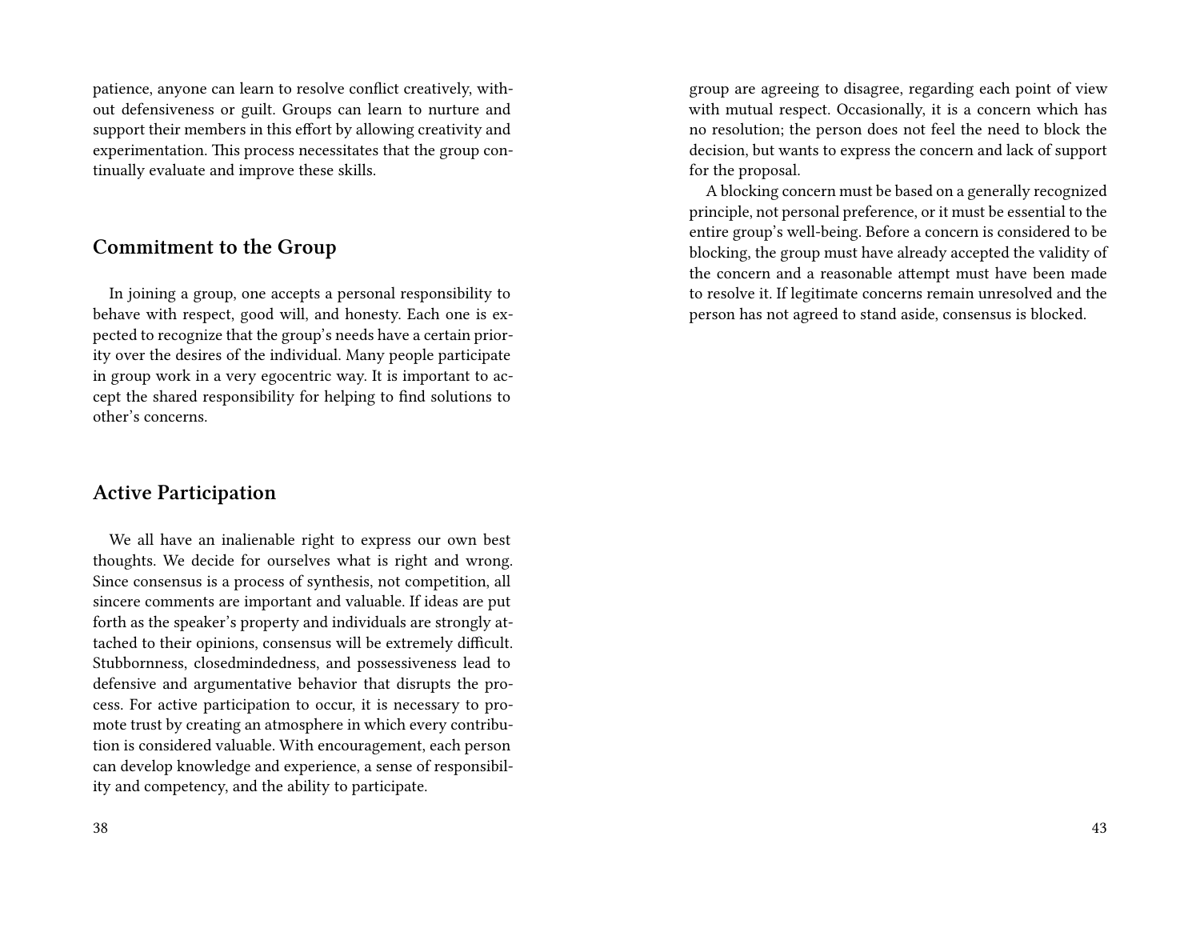patience, anyone can learn to resolve conflict creatively, without defensiveness or guilt. Groups can learn to nurture and support their members in this effort by allowing creativity and experimentation. This process necessitates that the group continually evaluate and improve these skills.

## Commitment to the Group

In joining a group, one accepts a personal responsibility to behave with respect, good will, and honesty. Each one is expected to recognize that the group's needs have a certain priority over the desires of the individual. Many people participate in group work in a very egocentric way. It is important to accept the shared responsibility for helping to find solutions to other's concerns.

## Active Participation

We all have an inalienable right to express our own best thoughts. We decide for ourselves what is right and wrong. Since consensus is a process of synthesis, not competition, all sincere comments are important and valuable. If ideas are put forth as the speaker's property and individuals are strongly attached to their opinions, consensus will be extremely difficult. Stubbornness, closedmindedness, and possessiveness lead to defensive and argumentative behavior that disrupts the process. For active participation to occur, it is necessary to promote trust by creating an atmosphere in which every contribution is considered valuable. With encouragement, each person can develop knowledge and experience, a sense of responsibility and competency, and the ability to participate.

group are agreeing to disagree, regarding each point of view with mutual respect. Occasionally, it is a concern which has no resolution; the person does not feel the need to block the decision, but wants to express the concern and lack of support for the proposal.

A blocking concern must be based on a generally recognized principle, not personal preference, or it must be essential to the entire group's well-being. Before a concern is considered to be blocking, the group must have already accepted the validity of the concern and a reasonable attempt must have been made to resolve it. If legitimate concerns remain unresolved and the person has not agreed to stand aside, consensus is blocked.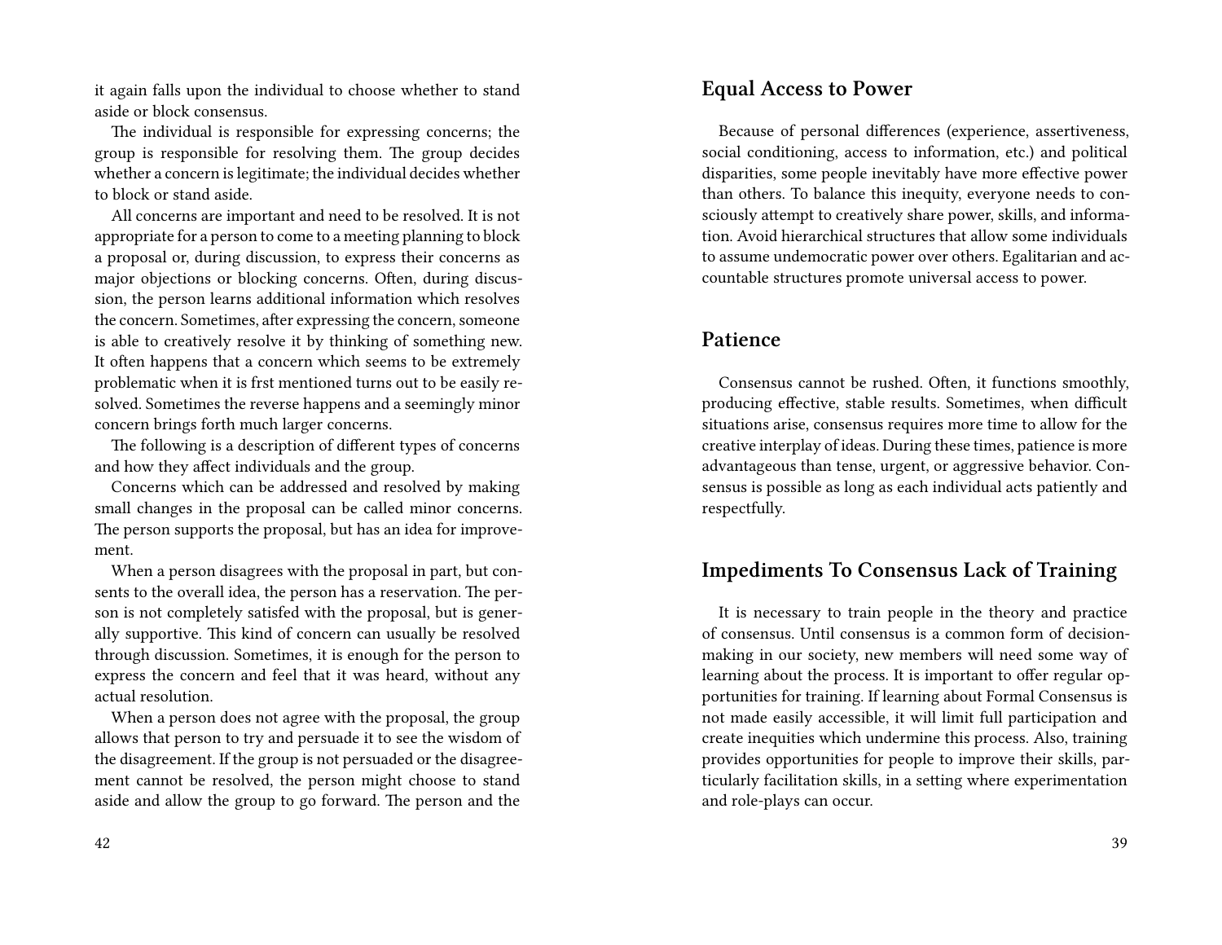it again falls upon the individual to choose whether to stand aside or block consensus.

The individual is responsible for expressing concerns; the group is responsible for resolving them. The group decides whether a concern is legitimate; the individual decides whether to block or stand aside.

All concerns are important and need to be resolved. It is not appropriate for a person to come to a meeting planning to block a proposal or, during discussion, to express their concerns as major objections or blocking concerns. Often, during discussion, the person learns additional information which resolves the concern. Sometimes, after expressing the concern, someone is able to creatively resolve it by thinking of something new. It often happens that a concern which seems to be extremely problematic when it is frst mentioned turns out to be easily resolved. Sometimes the reverse happens and a seemingly minor concern brings forth much larger concerns.

The following is a description of different types of concerns and how they affect individuals and the group.

Concerns which can be addressed and resolved by making small changes in the proposal can be called minor concerns. The person supports the proposal, but has an idea for improvement.

When a person disagrees with the proposal in part, but consents to the overall idea, the person has a reservation. The person is not completely satisfed with the proposal, but is generally supportive. This kind of concern can usually be resolved through discussion. Sometimes, it is enough for the person to express the concern and feel that it was heard, without any actual resolution.

When a person does not agree with the proposal, the group allows that person to try and persuade it to see the wisdom of the disagreement. If the group is not persuaded or the disagreement cannot be resolved, the person might choose to stand aside and allow the group to go forward. The person and the

## Equal Access to Power

Because of personal differences (experience, assertiveness, social conditioning, access to information, etc.) and political disparities, some people inevitably have more effective power than others. To balance this inequity, everyone needs to consciously attempt to creatively share power, skills, and information. Avoid hierarchical structures that allow some individuals to assume undemocratic power over others. Egalitarian and accountable structures promote universal access to power.

## Patience

Consensus cannot be rushed. Often, it functions smoothly, producing effective, stable results. Sometimes, when difficult situations arise, consensus requires more time to allow for the creative interplay of ideas. During these times, patience is more advantageous than tense, urgent, or aggressive behavior. Consensus is possible as long as each individual acts patiently and respectfully.

## Impediments To Consensus Lack of Training

It is necessary to train people in the theory and practice of consensus. Until consensus is a common form of decision-making in our society, new members will need some way of learning about the process. It is important to offer regular opportunities for training. If learning about Formal Consensus is not made easily accessible, it will limit full participation and create inequities which undermine this process. Also, training provides opportunities for people to improve their skills, particularly facilitation skills, in a setting where experimentation and role-plays can occur.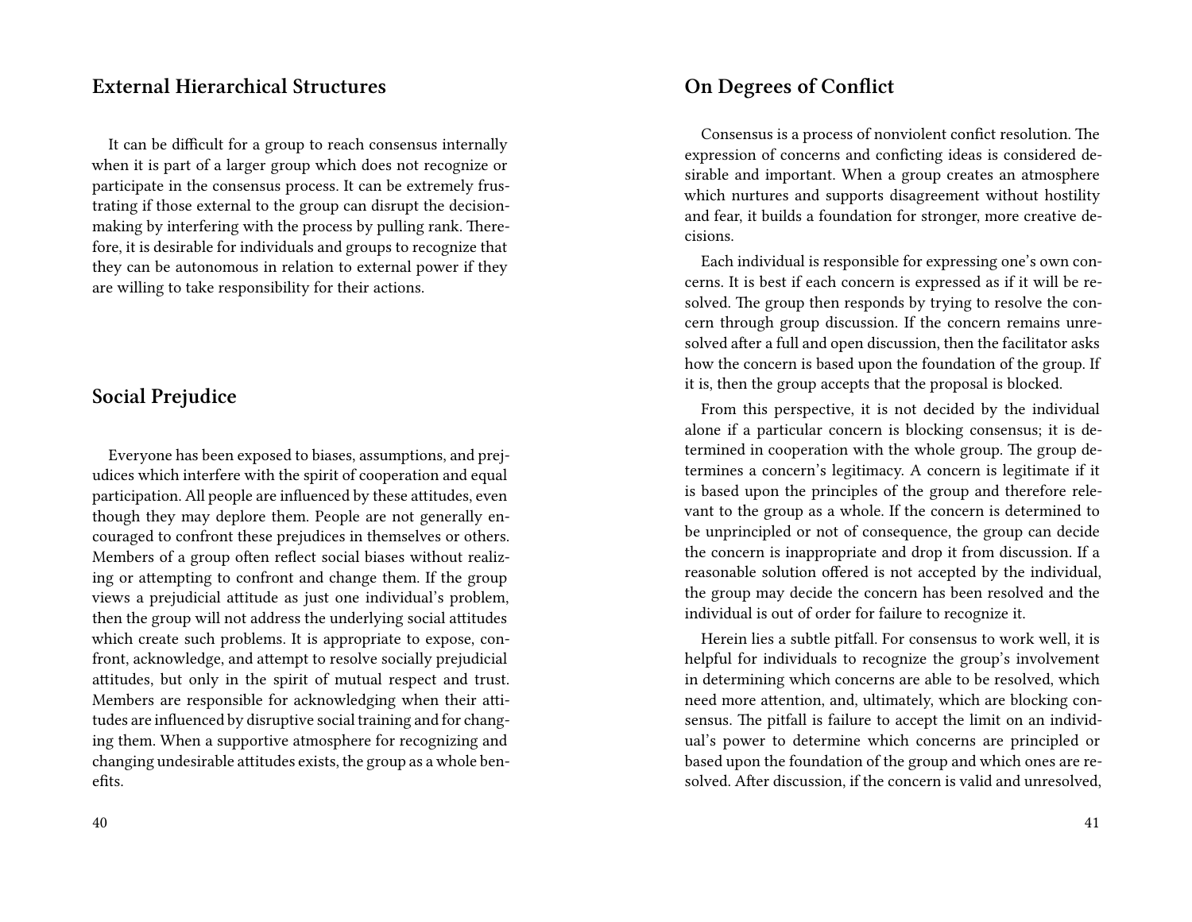## External Hierarchical Structures

It can be difficult for a group to reach consensus internally when it is part of a larger group which does not recognize or participate in the consensus process. It can be extremely frustrating if those external to the group can disrupt the decision-making by interfering with the process by pulling rank. Therefore, it is desirable for individuals and groups to recognize that they can be autonomous in relation to external power if they are willing to take responsibility for their actions.

## Social Prejudice

Everyone has been exposed to biases, assumptions, and prejudices which interfere with the spirit of cooperation and equal participation. All people are influenced by these attitudes, even though they may deplore them. People are not generally encouraged to confront these prejudices in themselves or others. Members of a group often reflect social biases without realizing or attempting to confront and change them. If the group views a prejudicial attitude as just one individual's problem, then the group will not address the underlying social attitudes which create such problems. It is appropriate to expose, confront, acknowledge, and attempt to resolve socially prejudicial attitudes, but only in the spirit of mutual respect and trust. Members are responsible for acknowledging when their attitudes are influenced by disruptive social training and for changing them. When a supportive atmosphere for recognizing and changing undesirable attitudes exists, the group as a whole benefits.

## On Degrees of Conflict

Consensus is a process of nonviolent confict resolution. The expression of concerns and conficting ideas is considered desirable and important. When a group creates an atmosphere which nurtures and supports disagreement without hostility and fear, it builds a foundation for stronger, more creative decisions.

Each individual is responsible for expressing one's own concerns. It is best if each concern is expressed as if it will be resolved. The group then responds by trying to resolve the concern through group discussion. If the concern remains unresolved after a full and open discussion, then the facilitator asks how the concern is based upon the foundation of the group. If it is, then the group accepts that the proposal is blocked.

From this perspective, it is not decided by the individual alone if a particular concern is blocking consensus; it is determined in cooperation with the whole group. The group determines a concern's legitimacy. A concern is legitimate if it is based upon the principles of the group and therefore relevant to the group as a whole. If the concern is determined to be unprincipled or not of consequence, the group can decide the concern is inappropriate and drop it from discussion. If a reasonable solution offered is not accepted by the individual, the group may decide the concern has been resolved and the individual is out of order for failure to recognize it.

Herein lies a subtle pitfall. For consensus to work well, it is helpful for individuals to recognize the group's involvement in determining which concerns are able to be resolved, which need more attention, and, ultimately, which are blocking consensus. The pitfall is failure to accept the limit on an individual's power to determine which concerns are principled or based upon the foundation of the group and which ones are resolved. After discussion, if the concern is valid and unresolved,